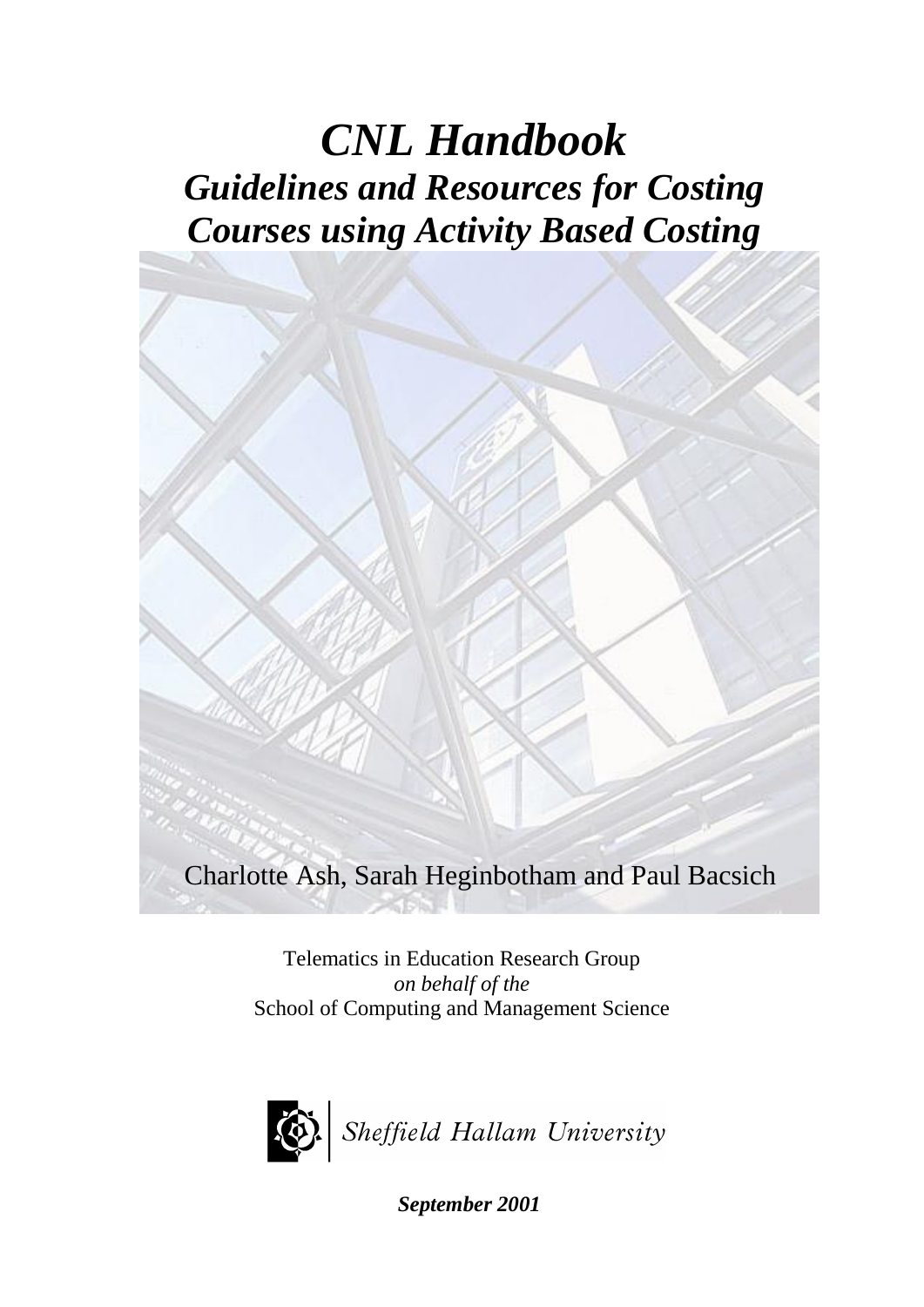# *CNL Handbook*

## *Guidelines and Resources for Costing Courses using Activity Based Costing*

Charlotte Ash, Sarah Heginbotham and Paul Bacsich

Telematics in Education Research Group
*on behalf of the*
School of Computing and Management Science

Sheffield Hallam University

***September 2001***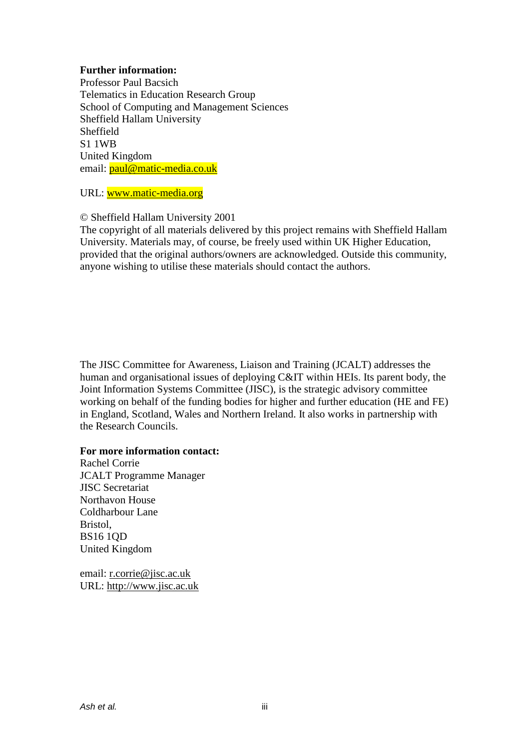**Further information:**
Professor Paul Bacsich
Telematics in Education Research Group
School of Computing and Management Sciences
Sheffield Hallam University
Sheffield
S1 1WB
United Kingdom
email: paul@matic-media.co.uk

URL: www.matic-media.org

© Sheffield Hallam University 2001
The copyright of all materials delivered by this project remains with Sheffield Hallam University. Materials may, of course, be freely used within UK Higher Education, provided that the original authors/owners are acknowledged. Outside this community, anyone wishing to utilise these materials should contact the authors.

The JISC Committee for Awareness, Liaison and Training (JCALT) addresses the human and organisational issues of deploying C&IT within HEIs. Its parent body, the Joint Information Systems Committee (JISC), is the strategic advisory committee working on behalf of the funding bodies for higher and further education (HE and FE) in England, Scotland, Wales and Northern Ireland. It also works in partnership with the Research Councils.

**For more information contact:**
Rachel Corrie
JCALT Programme Manager
JISC Secretariat
Northavon House
Coldharbour Lane
Bristol,
BS16 1QD
United Kingdom

email: r.corrie@jisc.ac.uk
URL: http://www.jisc.ac.uk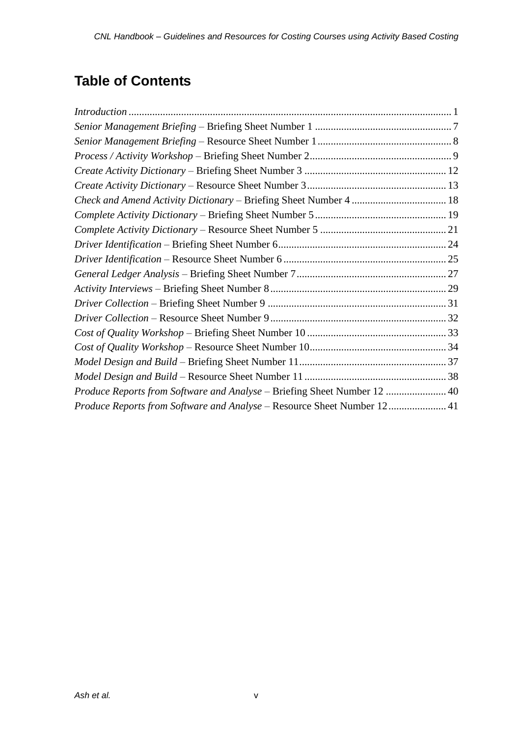## Table of Contents

*Introduction* ........................................................................................................................ 1
*Senior Management Briefing* – Briefing Sheet Number 1 .................................................... 7
*Senior Management Briefing* – Resource Sheet Number 1 .................................................. 8
*Process / Activity Workshop* – Briefing Sheet Number 2...................................................... 9
*Create Activity Dictionary* – Briefing Sheet Number 3 ...................................................... 12
*Create Activity Dictionary* – Resource Sheet Number 3..................................................... 13
*Check and Amend Activity Dictionary* – Briefing Sheet Number 4 .................................... 18
*Complete Activity Dictionary* – Briefing Sheet Number 5.................................................. 19
*Complete Activity Dictionary* – Resource Sheet Number 5 ................................................ 21
*Driver Identification* – Briefing Sheet Number 6................................................................ 24
*Driver Identification* – Resource Sheet Number 6 .............................................................. 25
*General Ledger Analysis* – Briefing Sheet Number 7......................................................... 27
*Activity Interviews* – Briefing Sheet Number 8................................................................... 29
*Driver Collection* – Briefing Sheet Number 9 .................................................................... 31
*Driver Collection* – Resource Sheet Number 9................................................................... 32
*Cost of Quality Workshop* – Briefing Sheet Number 10 ..................................................... 33
*Cost of Quality Workshop* – Resource Sheet Number 10.................................................... 34
*Model Design and Build* – Briefing Sheet Number 11........................................................ 37
*Model Design and Build* – Resource Sheet Number 11 ...................................................... 38
*Produce Reports from Software and Analyse* – Briefing Sheet Number 12 ....................... 40
*Produce Reports from Software and Analyse* – Resource Sheet Number 12...................... 41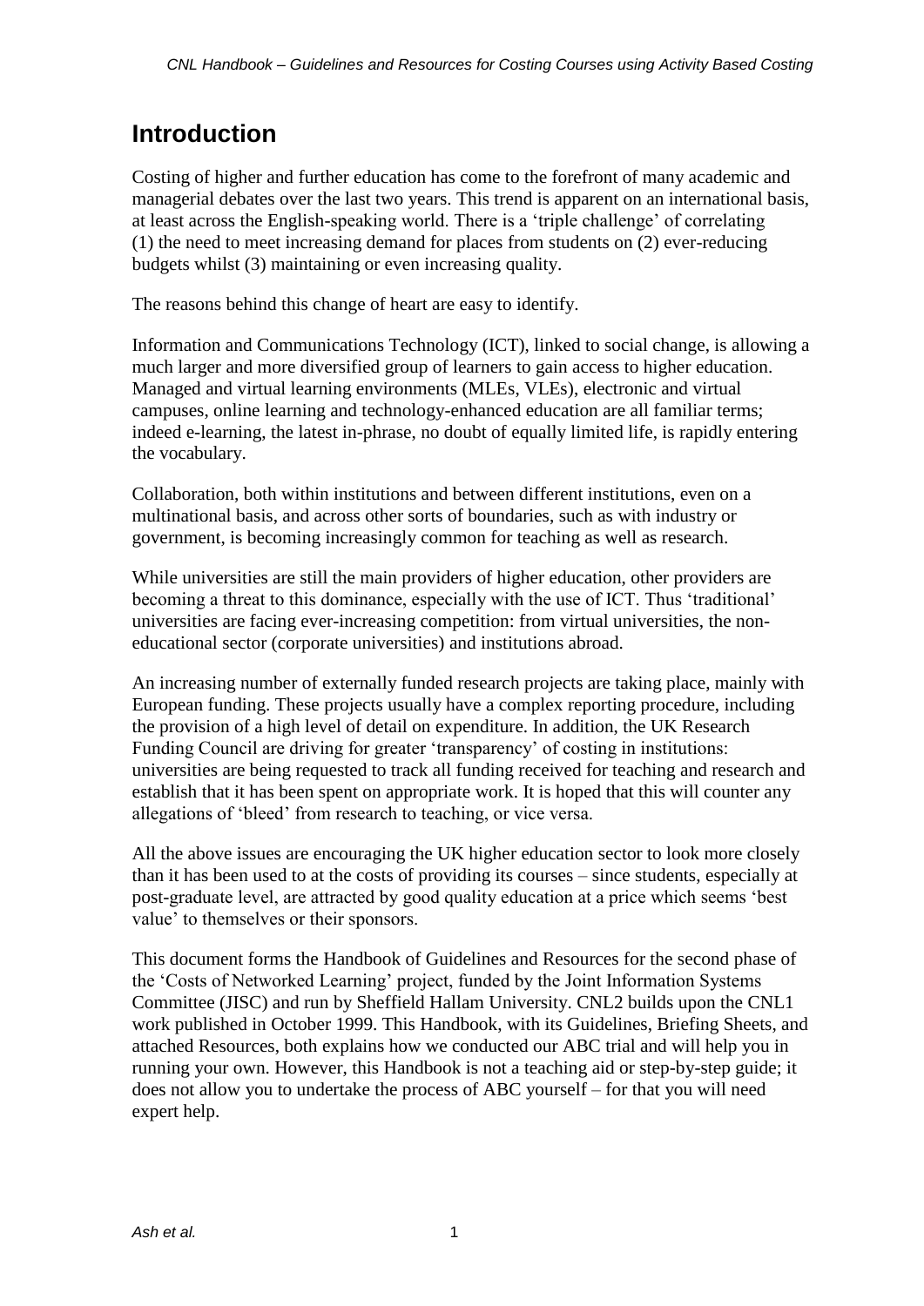# Introduction

Costing of higher and further education has come to the forefront of many academic and managerial debates over the last two years. This trend is apparent on an international basis, at least across the English-speaking world. There is a 'triple challenge' of correlating (1) the need to meet increasing demand for places from students on (2) ever-reducing budgets whilst (3) maintaining or even increasing quality.

The reasons behind this change of heart are easy to identify.

Information and Communications Technology (ICT), linked to social change, is allowing a much larger and more diversified group of learners to gain access to higher education. Managed and virtual learning environments (MLEs, VLEs), electronic and virtual campuses, online learning and technology-enhanced education are all familiar terms; indeed e-learning, the latest in-phrase, no doubt of equally limited life, is rapidly entering the vocabulary.

Collaboration, both within institutions and between different institutions, even on a multinational basis, and across other sorts of boundaries, such as with industry or government, is becoming increasingly common for teaching as well as research.

While universities are still the main providers of higher education, other providers are becoming a threat to this dominance, especially with the use of ICT. Thus 'traditional' universities are facing ever-increasing competition: from virtual universities, the non-educational sector (corporate universities) and institutions abroad.

An increasing number of externally funded research projects are taking place, mainly with European funding. These projects usually have a complex reporting procedure, including the provision of a high level of detail on expenditure. In addition, the UK Research Funding Council are driving for greater 'transparency' of costing in institutions: universities are being requested to track all funding received for teaching and research and establish that it has been spent on appropriate work. It is hoped that this will counter any allegations of 'bleed' from research to teaching, or vice versa.

All the above issues are encouraging the UK higher education sector to look more closely than it has been used to at the costs of providing its courses – since students, especially at post-graduate level, are attracted by good quality education at a price which seems 'best value' to themselves or their sponsors.

This document forms the Handbook of Guidelines and Resources for the second phase of the 'Costs of Networked Learning' project, funded by the Joint Information Systems Committee (JISC) and run by Sheffield Hallam University. CNL2 builds upon the CNL1 work published in October 1999. This Handbook, with its Guidelines, Briefing Sheets, and attached Resources, both explains how we conducted our ABC trial and will help you in running your own. However, this Handbook is not a teaching aid or step-by-step guide; it does not allow you to undertake the process of ABC yourself – for that you will need expert help.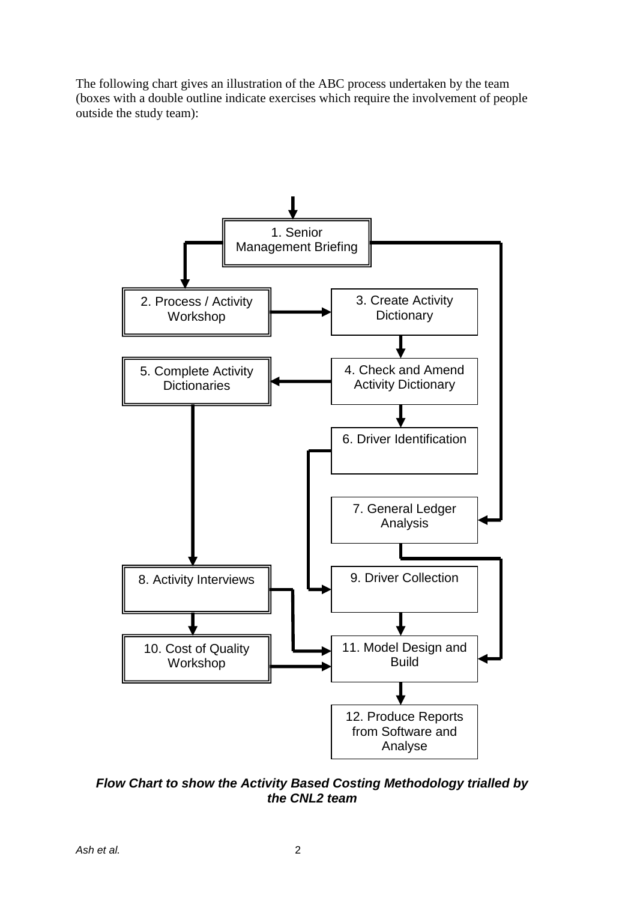The following chart gives an illustration of the ABC process undertaken by the team (boxes with a double outline indicate exercises which require the involvement of people outside the study team):

1. Senior Management Briefing
2. Process / Activity Workshop
3. Create Activity Dictionary
4. Check and Amend Activity Dictionary
5. Complete Activity Dictionaries
6. Driver Identification
7. General Ledger Analysis
8. Activity Interviews
9. Driver Collection
10. Cost of Quality Workshop
11. Model Design and Build
12. Produce Reports from Software and Analyse

***Flow Chart to show the Activity Based Costing Methodology trialled by the CNL2 team***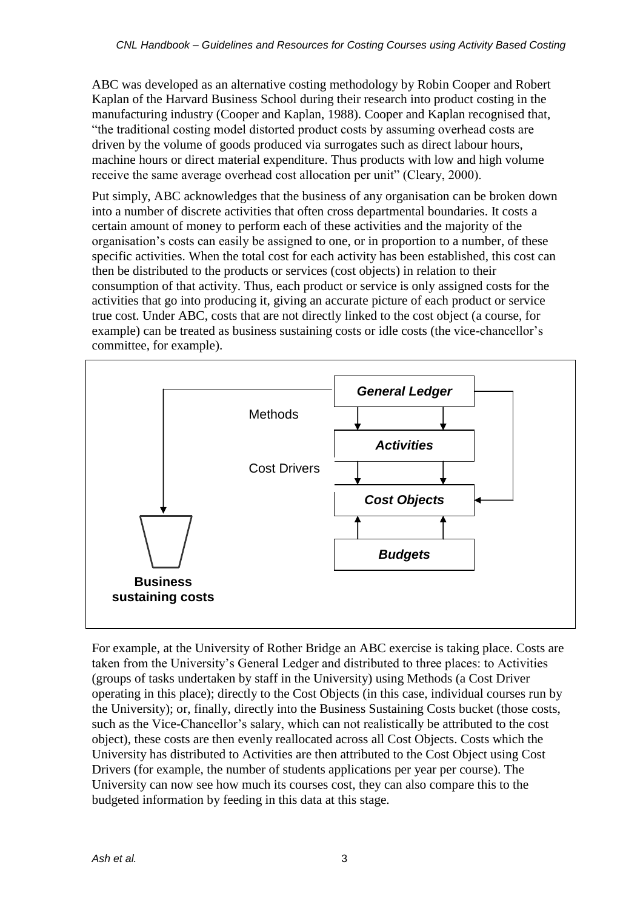ABC was developed as an alternative costing methodology by Robin Cooper and Robert Kaplan of the Harvard Business School during their research into product costing in the manufacturing industry (Cooper and Kaplan, 1988). Cooper and Kaplan recognised that, "the traditional costing model distorted product costs by assuming overhead costs are driven by the volume of goods produced via surrogates such as direct labour hours, machine hours or direct material expenditure. Thus products with low and high volume receive the same average overhead cost allocation per unit" (Cleary, 2000).

Put simply, ABC acknowledges that the business of any organisation can be broken down into a number of discrete activities that often cross departmental boundaries. It costs a certain amount of money to perform each of these activities and the majority of the organisation's costs can easily be assigned to one, or in proportion to a number, of these specific activities. When the total cost for each activity has been established, this cost can then be distributed to the products or services (cost objects) in relation to their consumption of that activity. Thus, each product or service is only assigned costs for the activities that go into producing it, giving an accurate picture of each product or service true cost. Under ABC, costs that are not directly linked to the cost object (a course, for example) can be treated as business sustaining costs or idle costs (the vice-chancellor's committee, for example).

*General Ledger*

Methods

*Activities*

Cost Drivers

*Cost Objects*

*Budgets*

**Business sustaining costs**

For example, at the University of Rother Bridge an ABC exercise is taking place. Costs are taken from the University's General Ledger and distributed to three places: to Activities (groups of tasks undertaken by staff in the University) using Methods (a Cost Driver operating in this place); directly to the Cost Objects (in this case, individual courses run by the University); or, finally, directly into the Business Sustaining Costs bucket (those costs, such as the Vice-Chancellor's salary, which can not realistically be attributed to the cost object), these costs are then evenly reallocated across all Cost Objects. Costs which the University has distributed to Activities are then attributed to the Cost Object using Cost Drivers (for example, the number of students applications per year per course). The University can now see how much its courses cost, they can also compare this to the budgeted information by feeding in this data at this stage.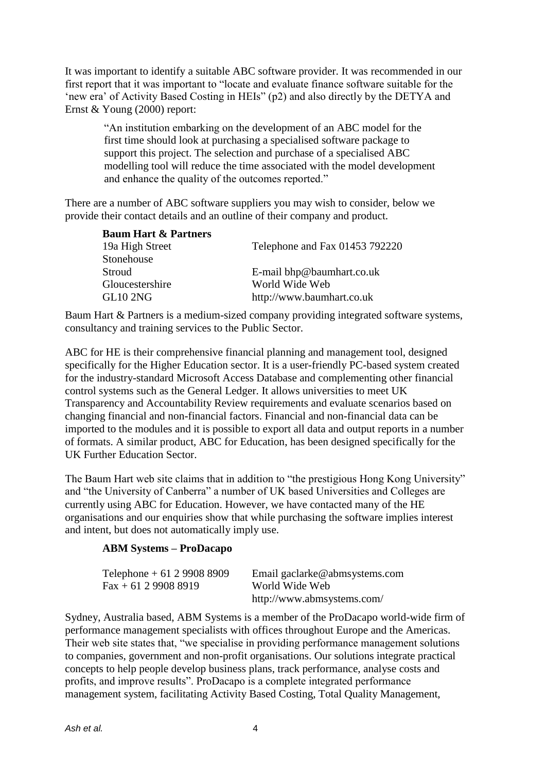It was important to identify a suitable ABC software provider. It was recommended in our first report that it was important to "locate and evaluate finance software suitable for the 'new era' of Activity Based Costing in HEIs" (p2) and also directly by the DETYA and Ernst & Young (2000) report:

> "An institution embarking on the development of an ABC model for the first time should look at purchasing a specialised software package to support this project. The selection and purchase of a specialised ABC modelling tool will reduce the time associated with the model development and enhance the quality of the outcomes reported."

There are a number of ABC software suppliers you may wish to consider, below we provide their contact details and an outline of their company and product.

**Baum Hart & Partners**

| | |
|---|---|
| 19a High Street | Telephone and Fax 01453 792220 |
| Stonehouse | |
| Stroud | E-mail bhp@baumhart.co.uk |
| Gloucestershire | World Wide Web |
| GL10 2NG | http://www.baumhart.co.uk |

Baum Hart & Partners is a medium-sized company providing integrated software systems, consultancy and training services to the Public Sector.

ABC for HE is their comprehensive financial planning and management tool, designed specifically for the Higher Education sector. It is a user-friendly PC-based system created for the industry-standard Microsoft Access Database and complementing other financial control systems such as the General Ledger. It allows universities to meet UK Transparency and Accountability Review requirements and evaluate scenarios based on changing financial and non-financial factors. Financial and non-financial data can be imported to the modules and it is possible to export all data and output reports in a number of formats. A similar product, ABC for Education, has been designed specifically for the UK Further Education Sector.

The Baum Hart web site claims that in addition to "the prestigious Hong Kong University" and "the University of Canberra" a number of UK based Universities and Colleges are currently using ABC for Education. However, we have contacted many of the HE organisations and our enquiries show that while purchasing the software implies interest and intent, but does not automatically imply use.

**ABM Systems – ProDacapo**

| | |
|---|---|
| Telephone + 61 2 9908 8909 | Email gaclarke@abmsystems.com |
| Fax + 61 2 9908 8919 | World Wide Web |
| | http://www.abmsystems.com/ |

Sydney, Australia based, ABM Systems is a member of the ProDacapo world-wide firm of performance management specialists with offices throughout Europe and the Americas. Their web site states that, "we specialise in providing performance management solutions to companies, government and non-profit organisations. Our solutions integrate practical concepts to help people develop business plans, track performance, analyse costs and profits, and improve results". ProDacapo is a complete integrated performance management system, facilitating Activity Based Costing, Total Quality Management,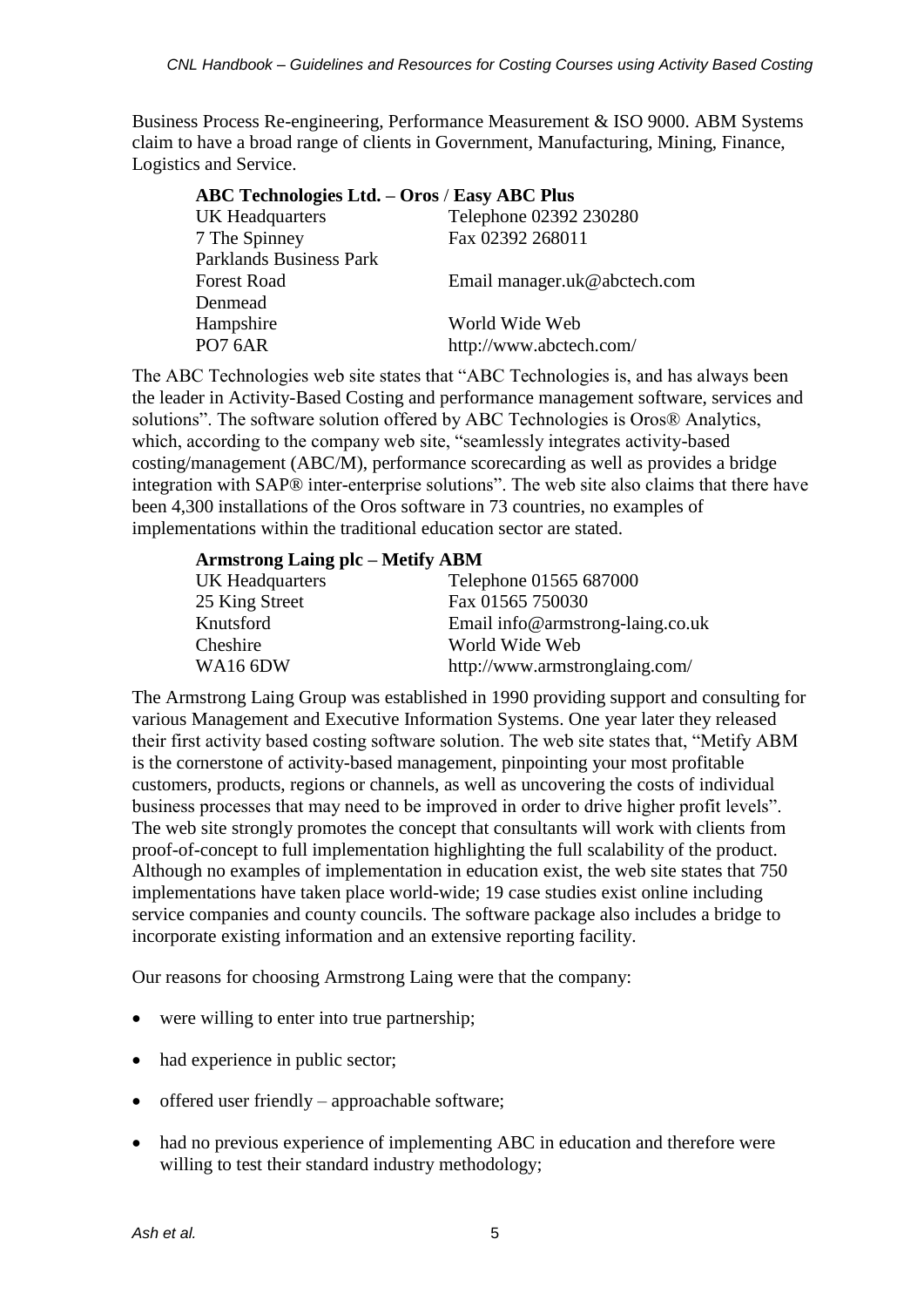Business Process Re-engineering, Performance Measurement & ISO 9000. ABM Systems claim to have a broad range of clients in Government, Manufacturing, Mining, Finance, Logistics and Service.

**ABC Technologies Ltd. – Oros / Easy ABC Plus**

| | |
|---|---|
| UK Headquarters | Telephone 02392 230280 |
| 7 The Spinney | Fax 02392 268011 |
| Parklands Business Park | |
| Forest Road | Email manager.uk@abctech.com |
| Denmead | |
| Hampshire | World Wide Web |
| PO7 6AR | http://www.abctech.com/ |

The ABC Technologies web site states that "ABC Technologies is, and has always been the leader in Activity-Based Costing and performance management software, services and solutions". The software solution offered by ABC Technologies is Oros® Analytics, which, according to the company web site, "seamlessly integrates activity-based costing/management (ABC/M), performance scorecarding as well as provides a bridge integration with SAP® inter-enterprise solutions". The web site also claims that there have been 4,300 installations of the Oros software in 73 countries, no examples of implementations within the traditional education sector are stated.

**Armstrong Laing plc – Metify ABM**

| | |
|---|---|
| UK Headquarters | Telephone 01565 687000 |
| 25 King Street | Fax 01565 750030 |
| Knutsford | Email info@armstrong-laing.co.uk |
| Cheshire | World Wide Web |
| WA16 6DW | http://www.armstronglaing.com/ |

The Armstrong Laing Group was established in 1990 providing support and consulting for various Management and Executive Information Systems. One year later they released their first activity based costing software solution. The web site states that, "Metify ABM is the cornerstone of activity-based management, pinpointing your most profitable customers, products, regions or channels, as well as uncovering the costs of individual business processes that may need to be improved in order to drive higher profit levels". The web site strongly promotes the concept that consultants will work with clients from proof-of-concept to full implementation highlighting the full scalability of the product. Although no examples of implementation in education exist, the web site states that 750 implementations have taken place world-wide; 19 case studies exist online including service companies and county councils. The software package also includes a bridge to incorporate existing information and an extensive reporting facility.

Our reasons for choosing Armstrong Laing were that the company:

- were willing to enter into true partnership;
- had experience in public sector;
- offered user friendly – approachable software;
- had no previous experience of implementing ABC in education and therefore were willing to test their standard industry methodology;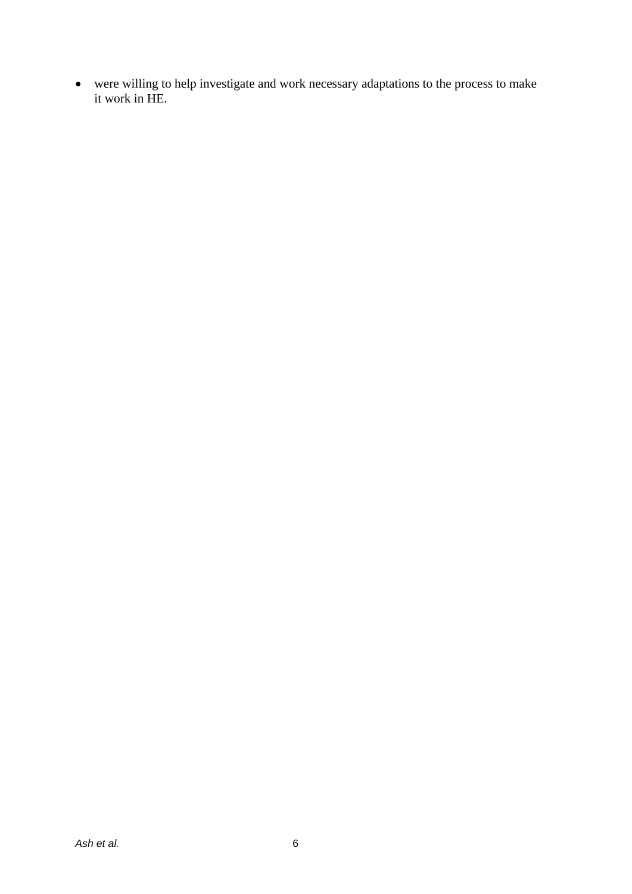- were willing to help investigate and work necessary adaptations to the process to make it work in HE.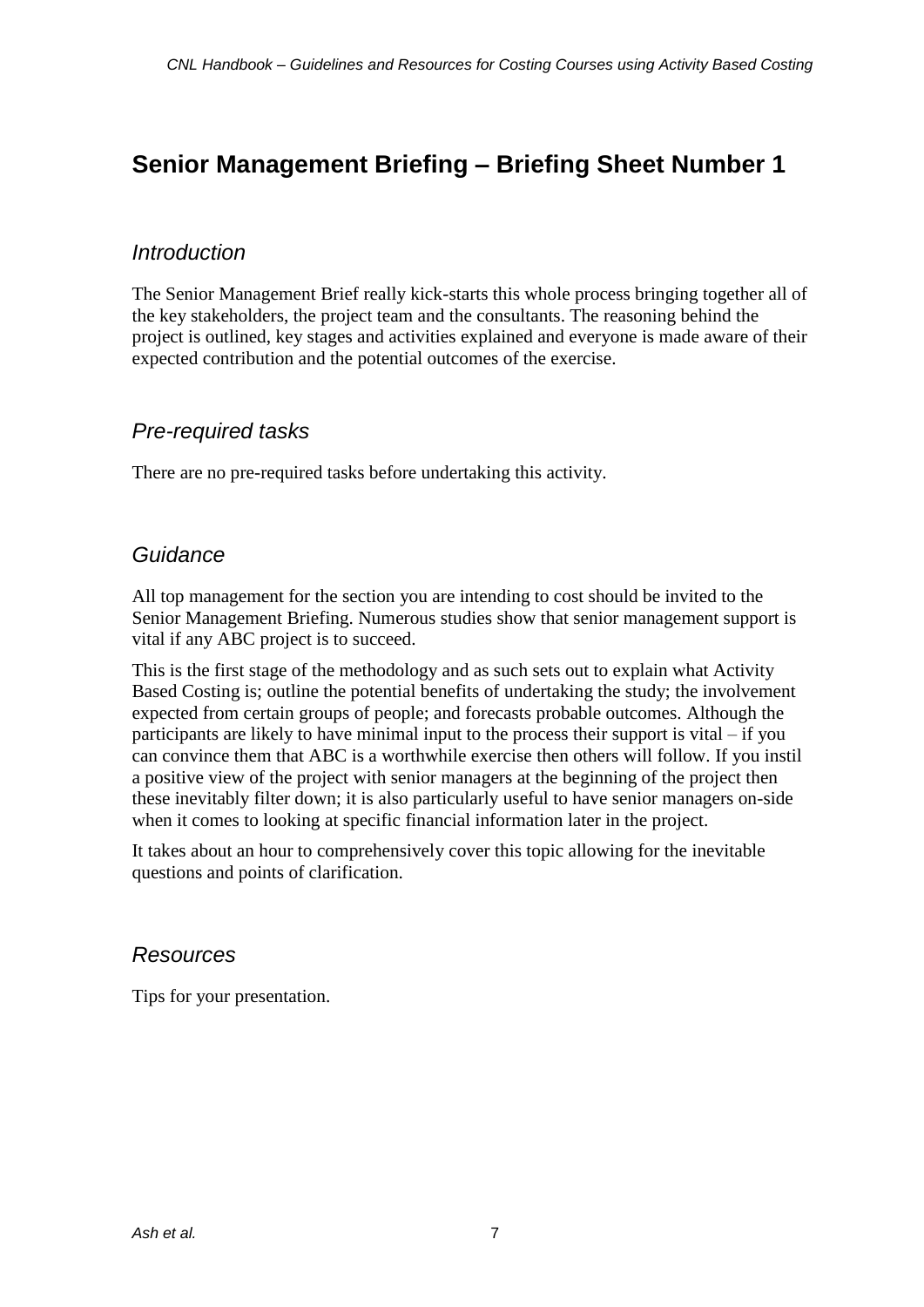# Senior Management Briefing – Briefing Sheet Number 1

## *Introduction*

The Senior Management Brief really kick-starts this whole process bringing together all of the key stakeholders, the project team and the consultants. The reasoning behind the project is outlined, key stages and activities explained and everyone is made aware of their expected contribution and the potential outcomes of the exercise.

## *Pre-required tasks*

There are no pre-required tasks before undertaking this activity.

## *Guidance*

All top management for the section you are intending to cost should be invited to the Senior Management Briefing. Numerous studies show that senior management support is vital if any ABC project is to succeed.

This is the first stage of the methodology and as such sets out to explain what Activity Based Costing is; outline the potential benefits of undertaking the study; the involvement expected from certain groups of people; and forecasts probable outcomes. Although the participants are likely to have minimal input to the process their support is vital – if you can convince them that ABC is a worthwhile exercise then others will follow. If you instil a positive view of the project with senior managers at the beginning of the project then these inevitably filter down; it is also particularly useful to have senior managers on-side when it comes to looking at specific financial information later in the project.

It takes about an hour to comprehensively cover this topic allowing for the inevitable questions and points of clarification.

## *Resources*

Tips for your presentation.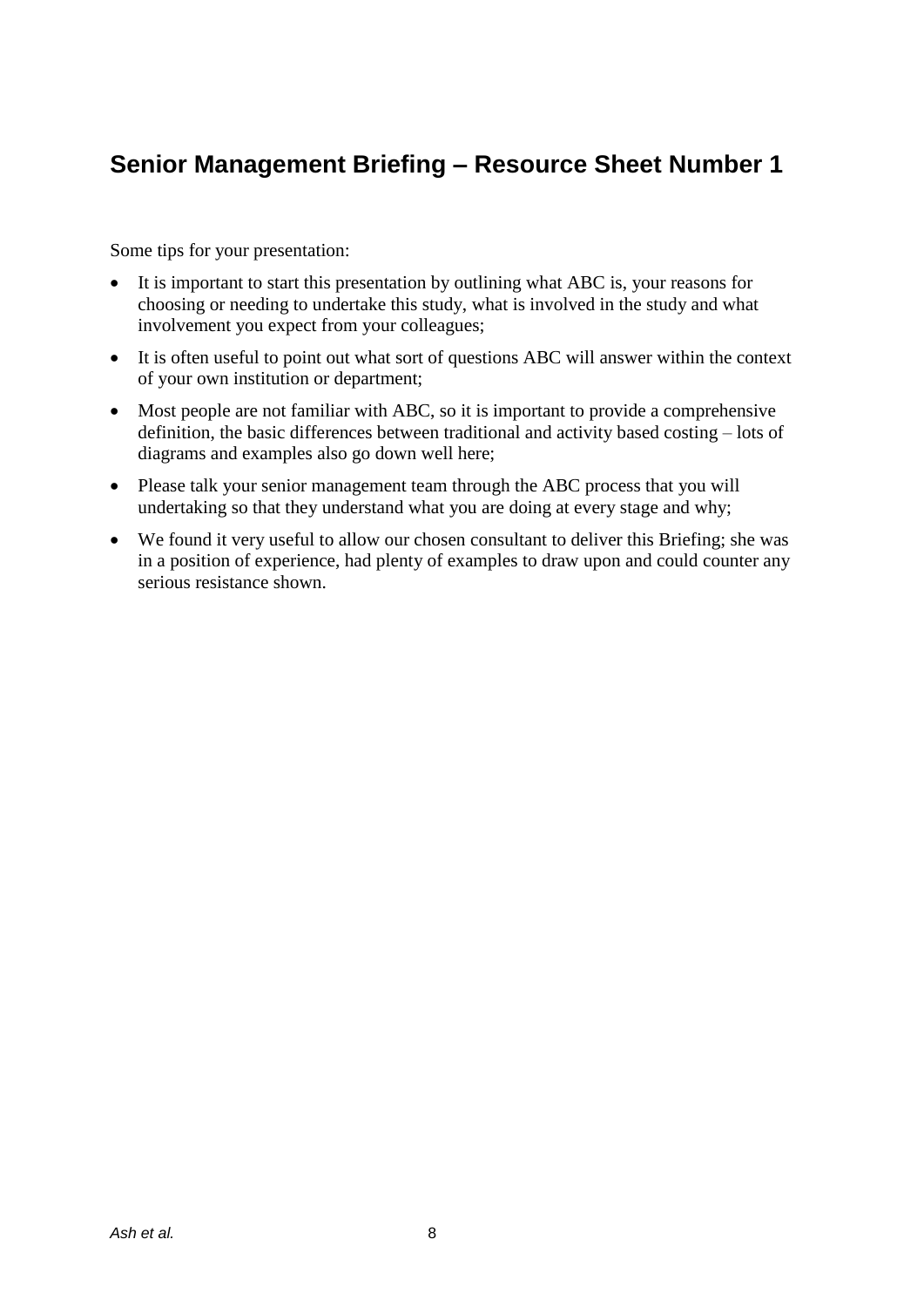## Senior Management Briefing – Resource Sheet Number 1

Some tips for your presentation:

- It is important to start this presentation by outlining what ABC is, your reasons for choosing or needing to undertake this study, what is involved in the study and what involvement you expect from your colleagues;
- It is often useful to point out what sort of questions ABC will answer within the context of your own institution or department;
- Most people are not familiar with ABC, so it is important to provide a comprehensive definition, the basic differences between traditional and activity based costing – lots of diagrams and examples also go down well here;
- Please talk your senior management team through the ABC process that you will undertaking so that they understand what you are doing at every stage and why;
- We found it very useful to allow our chosen consultant to deliver this Briefing; she was in a position of experience, had plenty of examples to draw upon and could counter any serious resistance shown.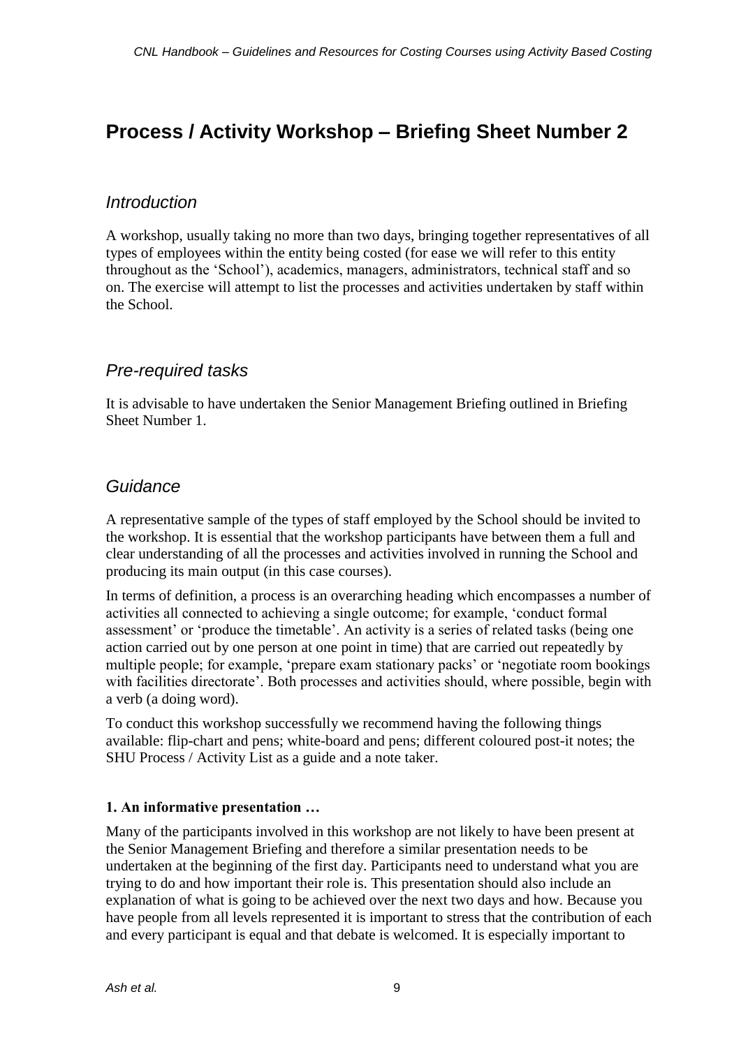# Process / Activity Workshop – Briefing Sheet Number 2

## *Introduction*

A workshop, usually taking no more than two days, bringing together representatives of all types of employees within the entity being costed (for ease we will refer to this entity throughout as the 'School'), academics, managers, administrators, technical staff and so on. The exercise will attempt to list the processes and activities undertaken by staff within the School.

## *Pre-required tasks*

It is advisable to have undertaken the Senior Management Briefing outlined in Briefing Sheet Number 1.

## *Guidance*

A representative sample of the types of staff employed by the School should be invited to the workshop. It is essential that the workshop participants have between them a full and clear understanding of all the processes and activities involved in running the School and producing its main output (in this case courses).

In terms of definition, a process is an overarching heading which encompasses a number of activities all connected to achieving a single outcome; for example, 'conduct formal assessment' or 'produce the timetable'. An activity is a series of related tasks (being one action carried out by one person at one point in time) that are carried out repeatedly by multiple people; for example, 'prepare exam stationary packs' or 'negotiate room bookings with facilities directorate'. Both processes and activities should, where possible, begin with a verb (a doing word).

To conduct this workshop successfully we recommend having the following things available: flip-chart and pens; white-board and pens; different coloured post-it notes; the SHU Process / Activity List as a guide and a note taker.

**1. An informative presentation …**

Many of the participants involved in this workshop are not likely to have been present at the Senior Management Briefing and therefore a similar presentation needs to be undertaken at the beginning of the first day. Participants need to understand what you are trying to do and how important their role is. This presentation should also include an explanation of what is going to be achieved over the next two days and how. Because you have people from all levels represented it is important to stress that the contribution of each and every participant is equal and that debate is welcomed. It is especially important to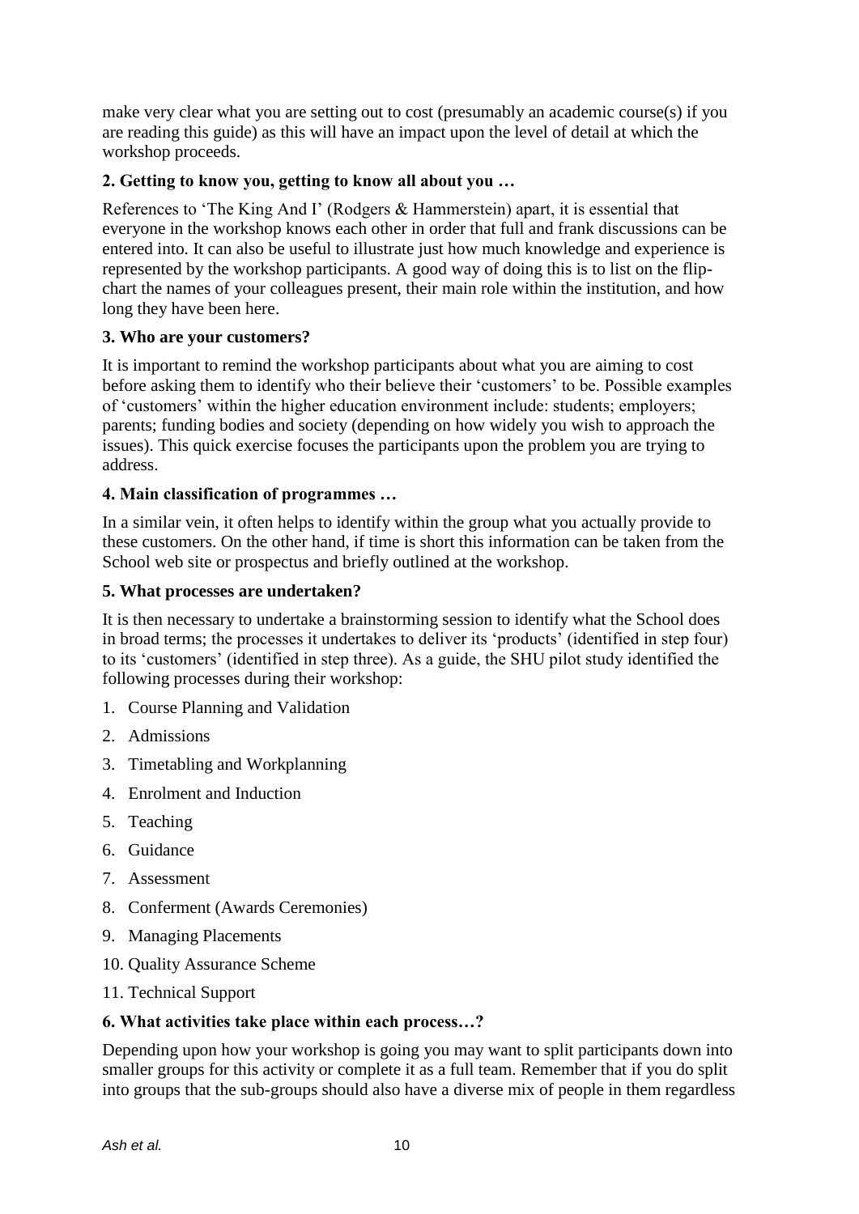make very clear what you are setting out to cost (presumably an academic course(s) if you are reading this guide) as this will have an impact upon the level of detail at which the workshop proceeds.

**2. Getting to know you, getting to know all about you …**

References to 'The King And I' (Rodgers & Hammerstein) apart, it is essential that everyone in the workshop knows each other in order that full and frank discussions can be entered into. It can also be useful to illustrate just how much knowledge and experience is represented by the workshop participants. A good way of doing this is to list on the flip-chart the names of your colleagues present, their main role within the institution, and how long they have been here.

**3. Who are your customers?**

It is important to remind the workshop participants about what you are aiming to cost before asking them to identify who their believe their 'customers' to be. Possible examples of 'customers' within the higher education environment include: students; employers; parents; funding bodies and society (depending on how widely you wish to approach the issues). This quick exercise focuses the participants upon the problem you are trying to address.

**4. Main classification of programmes …**

In a similar vein, it often helps to identify within the group what you actually provide to these customers. On the other hand, if time is short this information can be taken from the School web site or prospectus and briefly outlined at the workshop.

**5. What processes are undertaken?**

It is then necessary to undertake a brainstorming session to identify what the School does in broad terms; the processes it undertakes to deliver its 'products' (identified in step four) to its 'customers' (identified in step three). As a guide, the SHU pilot study identified the following processes during their workshop:

1. Course Planning and Validation
2. Admissions
3. Timetabling and Workplanning
4. Enrolment and Induction
5. Teaching
6. Guidance
7. Assessment
8. Conferment (Awards Ceremonies)
9. Managing Placements
10. Quality Assurance Scheme
11. Technical Support

**6. What activities take place within each process…?**

Depending upon how your workshop is going you may want to split participants down into smaller groups for this activity or complete it as a full team. Remember that if you do split into groups that the sub-groups should also have a diverse mix of people in them regardless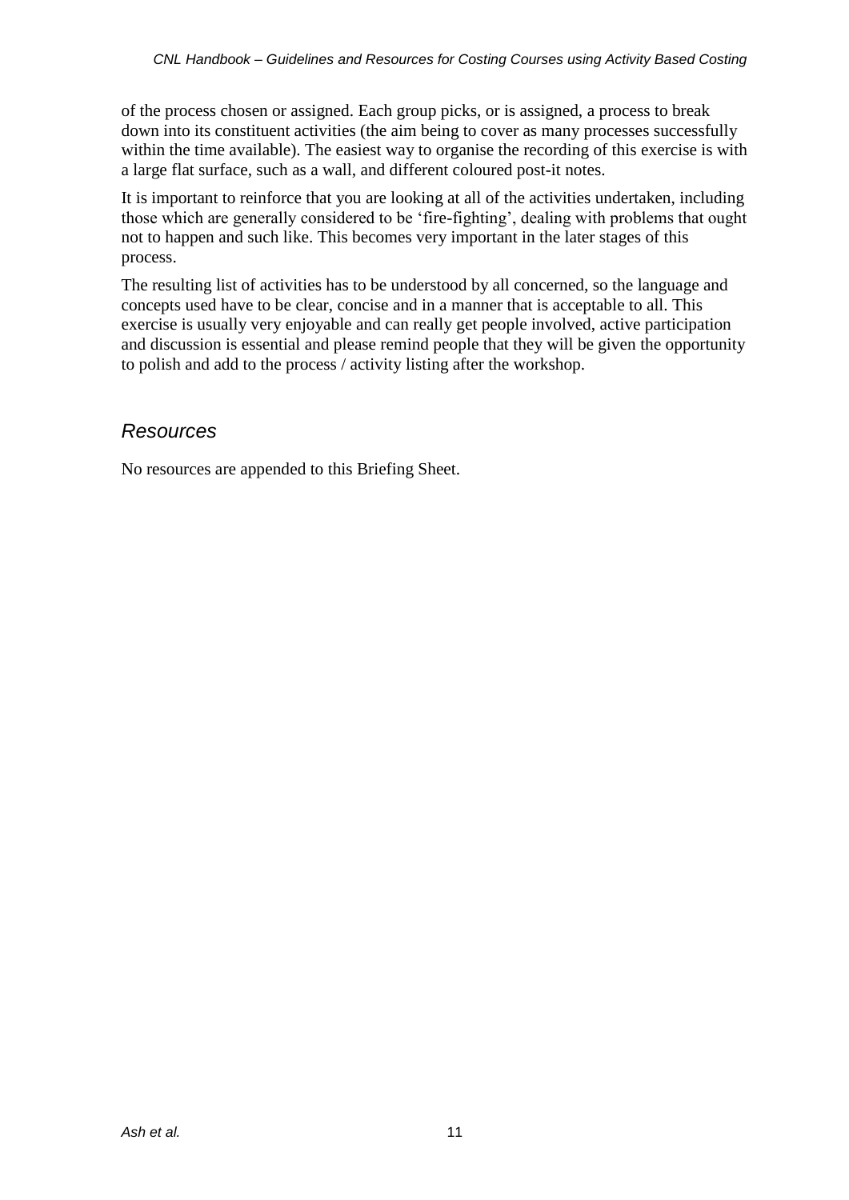of the process chosen or assigned. Each group picks, or is assigned, a process to break down into its constituent activities (the aim being to cover as many processes successfully within the time available). The easiest way to organise the recording of this exercise is with a large flat surface, such as a wall, and different coloured post-it notes.

It is important to reinforce that you are looking at all of the activities undertaken, including those which are generally considered to be 'fire-fighting', dealing with problems that ought not to happen and such like. This becomes very important in the later stages of this process.

The resulting list of activities has to be understood by all concerned, so the language and concepts used have to be clear, concise and in a manner that is acceptable to all. This exercise is usually very enjoyable and can really get people involved, active participation and discussion is essential and please remind people that they will be given the opportunity to polish and add to the process / activity listing after the workshop.

## *Resources*

No resources are appended to this Briefing Sheet.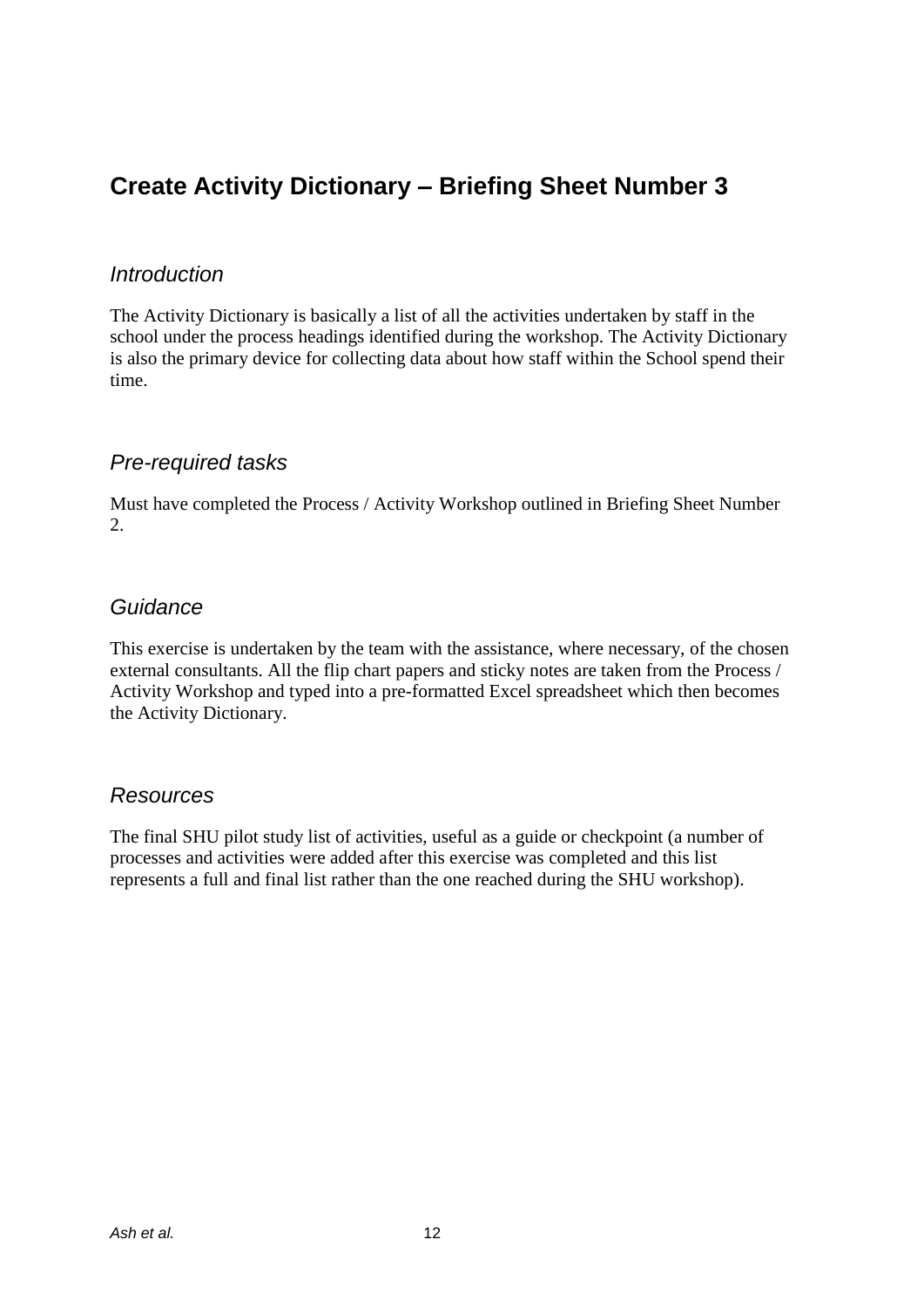## Create Activity Dictionary – Briefing Sheet Number 3

### *Introduction*

The Activity Dictionary is basically a list of all the activities undertaken by staff in the school under the process headings identified during the workshop. The Activity Dictionary is also the primary device for collecting data about how staff within the School spend their time.

### *Pre-required tasks*

Must have completed the Process / Activity Workshop outlined in Briefing Sheet Number 2.

### *Guidance*

This exercise is undertaken by the team with the assistance, where necessary, of the chosen external consultants. All the flip chart papers and sticky notes are taken from the Process / Activity Workshop and typed into a pre-formatted Excel spreadsheet which then becomes the Activity Dictionary.

### *Resources*

The final SHU pilot study list of activities, useful as a guide or checkpoint (a number of processes and activities were added after this exercise was completed and this list represents a full and final list rather than the one reached during the SHU workshop).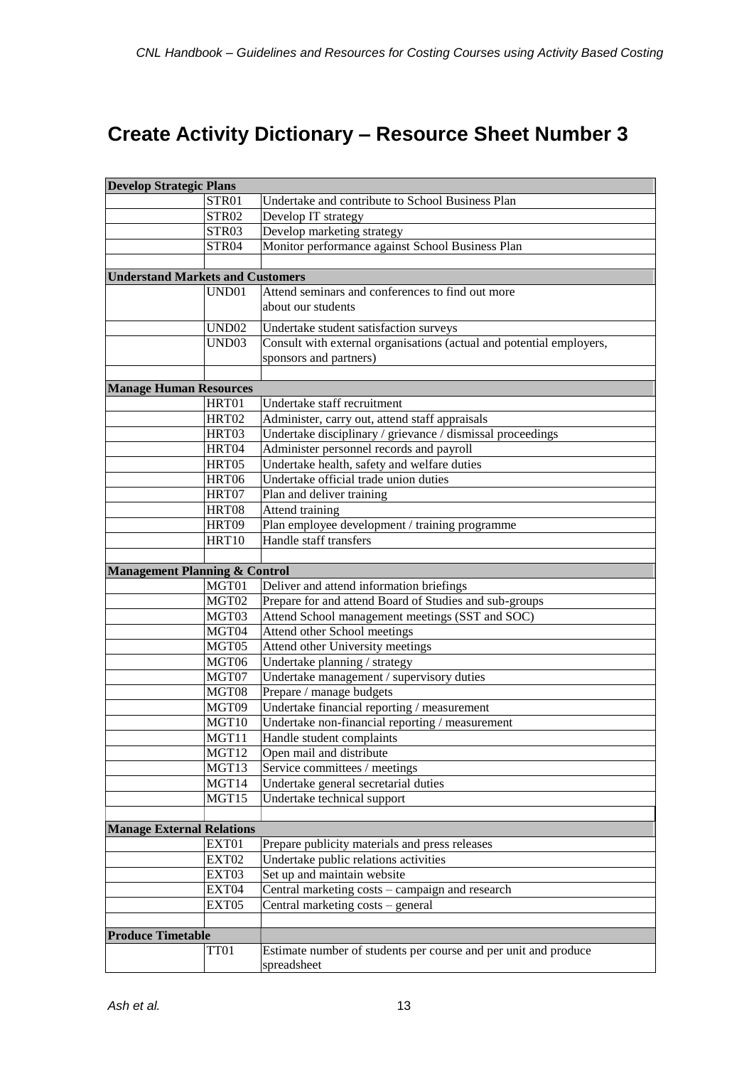# Create Activity Dictionary – Resource Sheet Number 3

| **Develop Strategic Plans** | | |
|---|---|---|
| | STR01 | Undertake and contribute to School Business Plan |
| | STR02 | Develop IT strategy |
| | STR03 | Develop marketing strategy |
| | STR04 | Monitor performance against School Business Plan |
| | | |
| **Understand Markets and Customers** | | |
| | UND01 | Attend seminars and conferences to find out more about our students |
| | UND02 | Undertake student satisfaction surveys |
| | UND03 | Consult with external organisations (actual and potential employers, sponsors and partners) |
| | | |
| **Manage Human Resources** | | |
| | HRT01 | Undertake staff recruitment |
| | HRT02 | Administer, carry out, attend staff appraisals |
| | HRT03 | Undertake disciplinary / grievance / dismissal proceedings |
| | HRT04 | Administer personnel records and payroll |
| | HRT05 | Undertake health, safety and welfare duties |
| | HRT06 | Undertake official trade union duties |
| | HRT07 | Plan and deliver training |
| | HRT08 | Attend training |
| | HRT09 | Plan employee development / training programme |
| | HRT10 | Handle staff transfers |
| | | |
| **Management Planning & Control** | | |
| | MGT01 | Deliver and attend information briefings |
| | MGT02 | Prepare for and attend Board of Studies and sub-groups |
| | MGT03 | Attend School management meetings (SST and SOC) |
| | MGT04 | Attend other School meetings |
| | MGT05 | Attend other University meetings |
| | MGT06 | Undertake planning / strategy |
| | MGT07 | Undertake management / supervisory duties |
| | MGT08 | Prepare / manage budgets |
| | MGT09 | Undertake financial reporting / measurement |
| | MGT10 | Undertake non-financial reporting / measurement |
| | MGT11 | Handle student complaints |
| | MGT12 | Open mail and distribute |
| | MGT13 | Service committees / meetings |
| | MGT14 | Undertake general secretarial duties |
| | MGT15 | Undertake technical support |
| | | |
| **Manage External Relations** | | |
| | EXT01 | Prepare publicity materials and press releases |
| | EXT02 | Undertake public relations activities |
| | EXT03 | Set up and maintain website |
| | EXT04 | Central marketing costs – campaign and research |
| | EXT05 | Central marketing costs – general |
| | | |
| **Produce Timetable** | | |
| | TT01 | Estimate number of students per course and per unit and produce spreadsheet |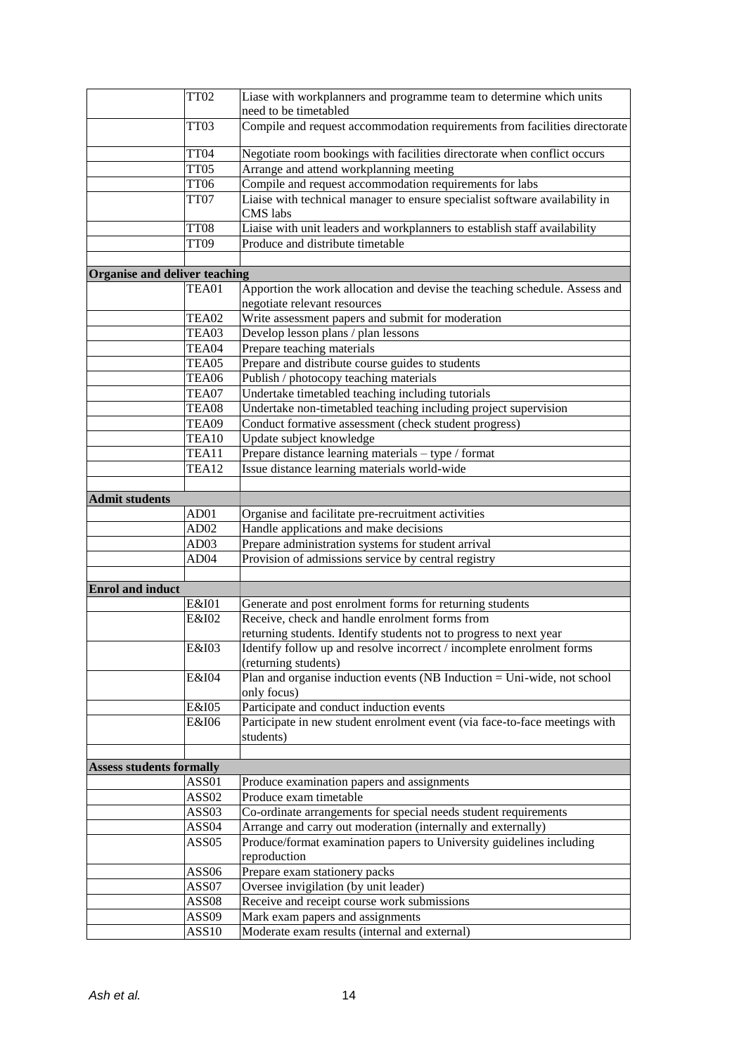| | | |
|---|---|---|
| | TT02 | Liase with workplanners and programme team to determine which units need to be timetabled |
| | TT03 | Compile and request accommodation requirements from facilities directorate |
| | TT04 | Negotiate room bookings with facilities directorate when conflict occurs |
| | TT05 | Arrange and attend workplanning meeting |
| | TT06 | Compile and request accommodation requirements for labs |
| | TT07 | Liaise with technical manager to ensure specialist software availability in CMS labs |
| | TT08 | Liaise with unit leaders and workplanners to establish staff availability |
| | TT09 | Produce and distribute timetable |
| | | |
| **Organise and deliver teaching** | | |
| | TEA01 | Apportion the work allocation and devise the teaching schedule. Assess and negotiate relevant resources |
| | TEA02 | Write assessment papers and submit for moderation |
| | TEA03 | Develop lesson plans / plan lessons |
| | TEA04 | Prepare teaching materials |
| | TEA05 | Prepare and distribute course guides to students |
| | TEA06 | Publish / photocopy teaching materials |
| | TEA07 | Undertake timetabled teaching including tutorials |
| | TEA08 | Undertake non-timetabled teaching including project supervision |
| | TEA09 | Conduct formative assessment (check student progress) |
| | TEA10 | Update subject knowledge |
| | TEA11 | Prepare distance learning materials – type / format |
| | TEA12 | Issue distance learning materials world-wide |
| | | |
| **Admit students** | | |
| | AD01 | Organise and facilitate pre-recruitment activities |
| | AD02 | Handle applications and make decisions |
| | AD03 | Prepare administration systems for student arrival |
| | AD04 | Provision of admissions service by central registry |
| | | |
| **Enrol and induct** | | |
| | E&I01 | Generate and post enrolment forms for returning students |
| | E&I02 | Receive, check and handle enrolment forms from returning students. Identify students not to progress to next year |
| | E&I03 | Identify follow up and resolve incorrect / incomplete enrolment forms (returning students) |
| | E&I04 | Plan and organise induction events (NB Induction = Uni-wide, not school only focus) |
| | E&I05 | Participate and conduct induction events |
| | E&I06 | Participate in new student enrolment event (via face-to-face meetings with students) |
| | | |
| **Assess students formally** | | |
| | ASS01 | Produce examination papers and assignments |
| | ASS02 | Produce exam timetable |
| | ASS03 | Co-ordinate arrangements for special needs student requirements |
| | ASS04 | Arrange and carry out moderation (internally and externally) |
| | ASS05 | Produce/format examination papers to University guidelines including reproduction |
| | ASS06 | Prepare exam stationery packs |
| | ASS07 | Oversee invigilation (by unit leader) |
| | ASS08 | Receive and receipt course work submissions |
| | ASS09 | Mark exam papers and assignments |
| | ASS10 | Moderate exam results (internal and external) |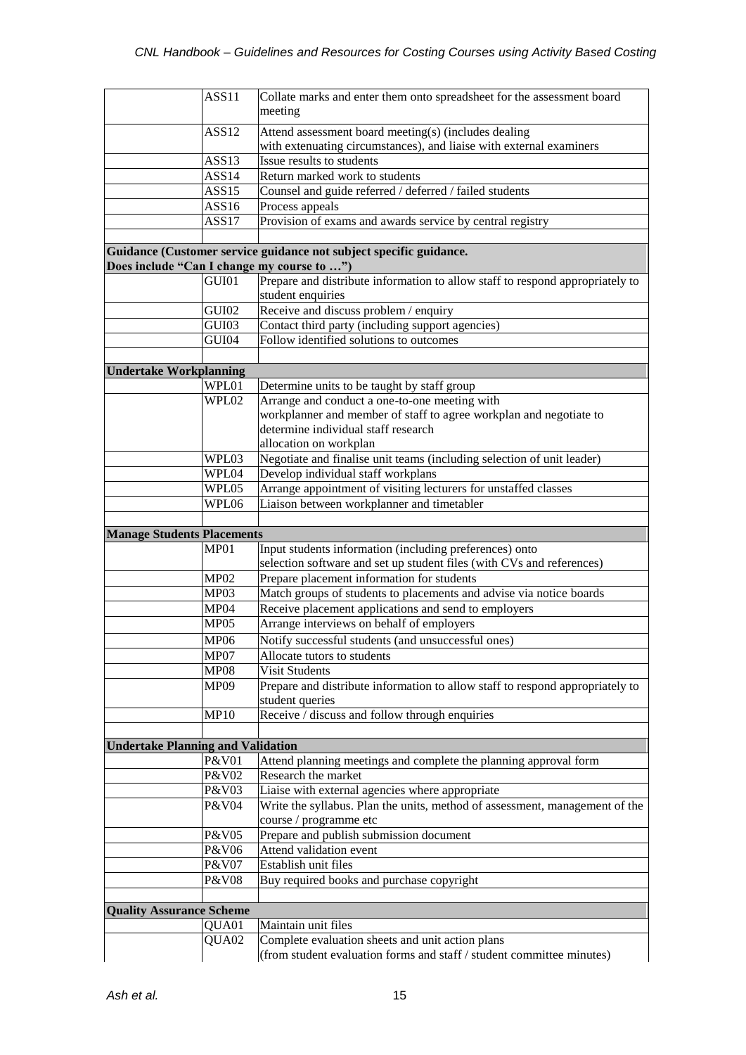| | | |
|---|---|---|
| | ASS11 | Collate marks and enter them onto spreadsheet for the assessment board meeting |
| | ASS12 | Attend assessment board meeting(s) (includes dealing with extenuating circumstances), and liaise with external examiners |
| | ASS13 | Issue results to students |
| | ASS14 | Return marked work to students |
| | ASS15 | Counsel and guide referred / deferred / failed students |
| | ASS16 | Process appeals |
| | ASS17 | Provision of exams and awards service by central registry |
| | | |
| **Guidance (Customer service guidance not subject specific guidance. Does include "Can I change my course to …")** | | |
| | GUI01 | Prepare and distribute information to allow staff to respond appropriately to student enquiries |
| | GUI02 | Receive and discuss problem / enquiry |
| | GUI03 | Contact third party (including support agencies) |
| | GUI04 | Follow identified solutions to outcomes |
| | | |
| **Undertake Workplanning** | | |
| | WPL01 | Determine units to be taught by staff group |
| | WPL02 | Arrange and conduct a one-to-one meeting with workplanner and member of staff to agree workplan and negotiate to determine individual staff research allocation on workplan |
| | WPL03 | Negotiate and finalise unit teams (including selection of unit leader) |
| | WPL04 | Develop individual staff workplans |
| | WPL05 | Arrange appointment of visiting lecturers for unstaffed classes |
| | WPL06 | Liaison between workplanner and timetabler |
| | | |
| **Manage Students Placements** | | |
| | MP01 | Input students information (including preferences) onto selection software and set up student files (with CVs and references) |
| | MP02 | Prepare placement information for students |
| | MP03 | Match groups of students to placements and advise via notice boards |
| | MP04 | Receive placement applications and send to employers |
| | MP05 | Arrange interviews on behalf of employers |
| | MP06 | Notify successful students (and unsuccessful ones) |
| | MP07 | Allocate tutors to students |
| | MP08 | Visit Students |
| | MP09 | Prepare and distribute information to allow staff to respond appropriately to student queries |
| | MP10 | Receive / discuss and follow through enquiries |
| | | |
| **Undertake Planning and Validation** | | |
| | P&V01 | Attend planning meetings and complete the planning approval form |
| | P&V02 | Research the market |
| | P&V03 | Liaise with external agencies where appropriate |
| | P&V04 | Write the syllabus. Plan the units, method of assessment, management of the course / programme etc |
| | P&V05 | Prepare and publish submission document |
| | P&V06 | Attend validation event |
| | P&V07 | Establish unit files |
| | P&V08 | Buy required books and purchase copyright |
| | | |
| **Quality Assurance Scheme** | | |
| | QUA01 | Maintain unit files |
| | QUA02 | Complete evaluation sheets and unit action plans (from student evaluation forms and staff / student committee minutes) |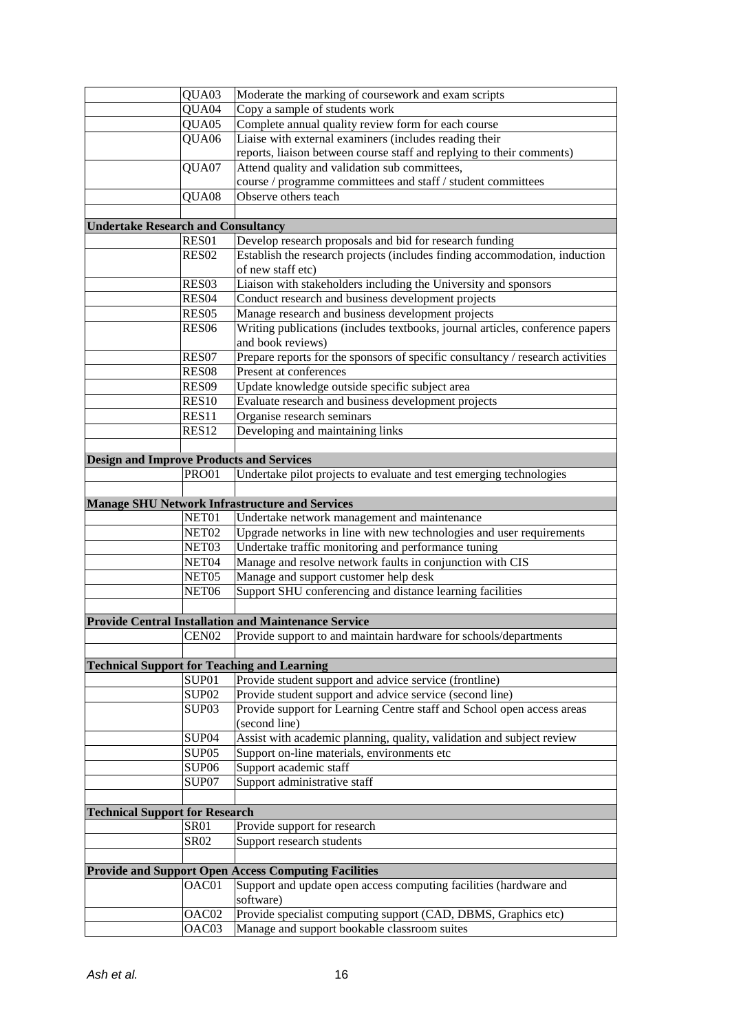| | | |
|---|---|---|
| | QUA03 | Moderate the marking of coursework and exam scripts |
| | QUA04 | Copy a sample of students work |
| | QUA05 | Complete annual quality review form for each course |
| | QUA06 | Liaise with external examiners (includes reading their reports, liaison between course staff and replying to their comments) |
| | QUA07 | Attend quality and validation sub committees, course / programme committees and staff / student committees |
| | QUA08 | Observe others teach |
| | | |
| **Undertake Research and Consultancy** | | |
| | RES01 | Develop research proposals and bid for research funding |
| | RES02 | Establish the research projects (includes finding accommodation, induction of new staff etc) |
| | RES03 | Liaison with stakeholders including the University and sponsors |
| | RES04 | Conduct research and business development projects |
| | RES05 | Manage research and business development projects |
| | RES06 | Writing publications (includes textbooks, journal articles, conference papers and book reviews) |
| | RES07 | Prepare reports for the sponsors of specific consultancy / research activities |
| | RES08 | Present at conferences |
| | RES09 | Update knowledge outside specific subject area |
| | RES10 | Evaluate research and business development projects |
| | RES11 | Organise research seminars |
| | RES12 | Developing and maintaining links |
| | | |
| **Design and Improve Products and Services** | | |
| | PRO01 | Undertake pilot projects to evaluate and test emerging technologies |
| | | |
| **Manage SHU Network Infrastructure and Services** | | |
| | NET01 | Undertake network management and maintenance |
| | NET02 | Upgrade networks in line with new technologies and user requirements |
| | NET03 | Undertake traffic monitoring and performance tuning |
| | NET04 | Manage and resolve network faults in conjunction with CIS |
| | NET05 | Manage and support customer help desk |
| | NET06 | Support SHU conferencing and distance learning facilities |
| | | |
| **Provide Central Installation and Maintenance Service** | | |
| | CEN02 | Provide support to and maintain hardware for schools/departments |
| | | |
| **Technical Support for Teaching and Learning** | | |
| | SUP01 | Provide student support and advice service (frontline) |
| | SUP02 | Provide student support and advice service (second line) |
| | SUP03 | Provide support for Learning Centre staff and School open access areas (second line) |
| | SUP04 | Assist with academic planning, quality, validation and subject review |
| | SUP05 | Support on-line materials, environments etc |
| | SUP06 | Support academic staff |
| | SUP07 | Support administrative staff |
| | | |
| **Technical Support for Research** | | |
| | SR01 | Provide support for research |
| | SR02 | Support research students |
| | | |
| **Provide and Support Open Access Computing Facilities** | | |
| | OAC01 | Support and update open access computing facilities (hardware and software) |
| | OAC02 | Provide specialist computing support (CAD, DBMS, Graphics etc) |
| | OAC03 | Manage and support bookable classroom suites |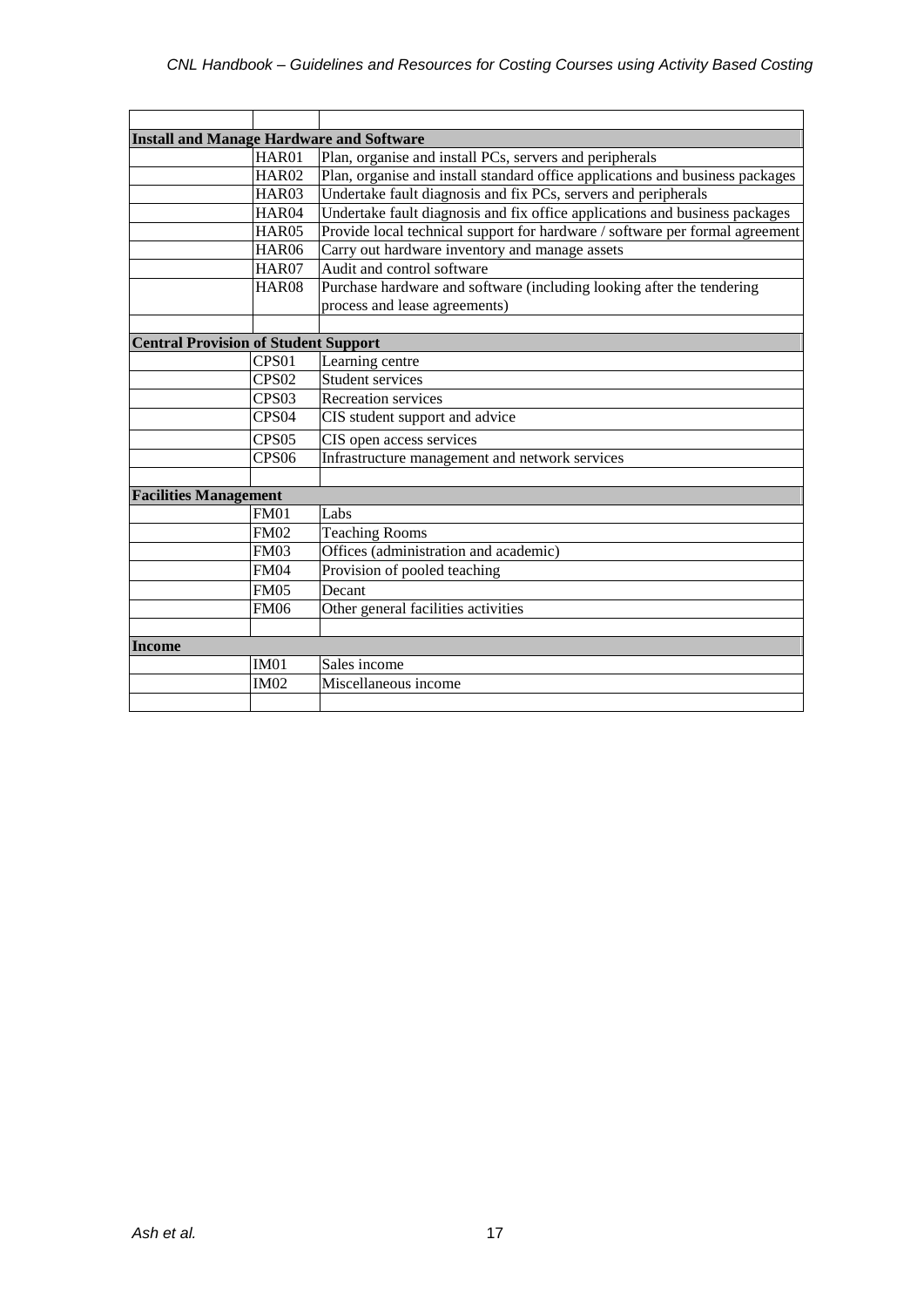| | | |
|---|---|---|
| **Install and Manage Hardware and Software** | | |
| | HAR01 | Plan, organise and install PCs, servers and peripherals |
| | HAR02 | Plan, organise and install standard office applications and business packages |
| | HAR03 | Undertake fault diagnosis and fix PCs, servers and peripherals |
| | HAR04 | Undertake fault diagnosis and fix office applications and business packages |
| | HAR05 | Provide local technical support for hardware / software per formal agreement |
| | HAR06 | Carry out hardware inventory and manage assets |
| | HAR07 | Audit and control software |
| | HAR08 | Purchase hardware and software (including looking after the tendering process and lease agreements) |
| | | |
| **Central Provision of Student Support** | | |
| | CPS01 | Learning centre |
| | CPS02 | Student services |
| | CPS03 | Recreation services |
| | CPS04 | CIS student support and advice |
| | CPS05 | CIS open access services |
| | CPS06 | Infrastructure management and network services |
| | | |
| **Facilities Management** | | |
| | FM01 | Labs |
| | FM02 | Teaching Rooms |
| | FM03 | Offices (administration and academic) |
| | FM04 | Provision of pooled teaching |
| | FM05 | Decant |
| | FM06 | Other general facilities activities |
| | | |
| **Income** | | |
| | IM01 | Sales income |
| | IM02 | Miscellaneous income |
| | | |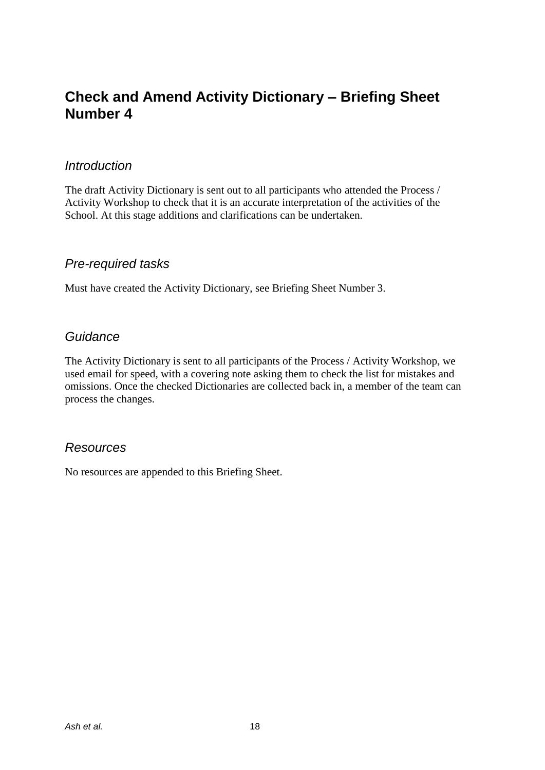# Check and Amend Activity Dictionary – Briefing Sheet Number 4

## *Introduction*

The draft Activity Dictionary is sent out to all participants who attended the Process / Activity Workshop to check that it is an accurate interpretation of the activities of the School. At this stage additions and clarifications can be undertaken.

## *Pre-required tasks*

Must have created the Activity Dictionary, see Briefing Sheet Number 3.

## *Guidance*

The Activity Dictionary is sent to all participants of the Process / Activity Workshop, we used email for speed, with a covering note asking them to check the list for mistakes and omissions. Once the checked Dictionaries are collected back in, a member of the team can process the changes.

## *Resources*

No resources are appended to this Briefing Sheet.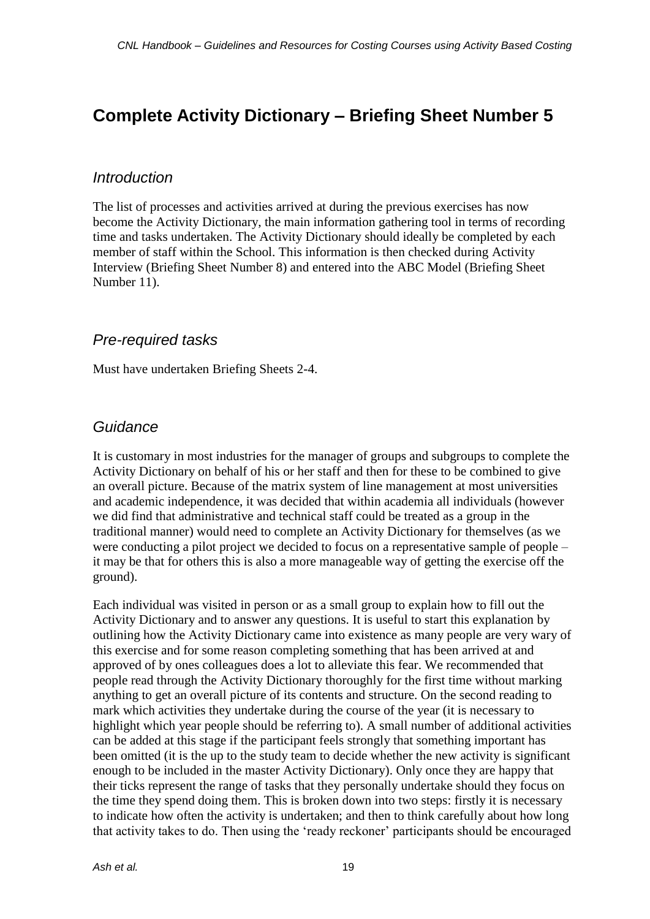# Complete Activity Dictionary – Briefing Sheet Number 5

## *Introduction*

The list of processes and activities arrived at during the previous exercises has now become the Activity Dictionary, the main information gathering tool in terms of recording time and tasks undertaken. The Activity Dictionary should ideally be completed by each member of staff within the School. This information is then checked during Activity Interview (Briefing Sheet Number 8) and entered into the ABC Model (Briefing Sheet Number 11).

## *Pre-required tasks*

Must have undertaken Briefing Sheets 2-4.

## *Guidance*

It is customary in most industries for the manager of groups and subgroups to complete the Activity Dictionary on behalf of his or her staff and then for these to be combined to give an overall picture. Because of the matrix system of line management at most universities and academic independence, it was decided that within academia all individuals (however we did find that administrative and technical staff could be treated as a group in the traditional manner) would need to complete an Activity Dictionary for themselves (as we were conducting a pilot project we decided to focus on a representative sample of people – it may be that for others this is also a more manageable way of getting the exercise off the ground).

Each individual was visited in person or as a small group to explain how to fill out the Activity Dictionary and to answer any questions. It is useful to start this explanation by outlining how the Activity Dictionary came into existence as many people are very wary of this exercise and for some reason completing something that has been arrived at and approved of by ones colleagues does a lot to alleviate this fear. We recommended that people read through the Activity Dictionary thoroughly for the first time without marking anything to get an overall picture of its contents and structure. On the second reading to mark which activities they undertake during the course of the year (it is necessary to highlight which year people should be referring to). A small number of additional activities can be added at this stage if the participant feels strongly that something important has been omitted (it is the up to the study team to decide whether the new activity is significant enough to be included in the master Activity Dictionary). Only once they are happy that their ticks represent the range of tasks that they personally undertake should they focus on the time they spend doing them. This is broken down into two steps: firstly it is necessary to indicate how often the activity is undertaken; and then to think carefully about how long that activity takes to do. Then using the 'ready reckoner' participants should be encouraged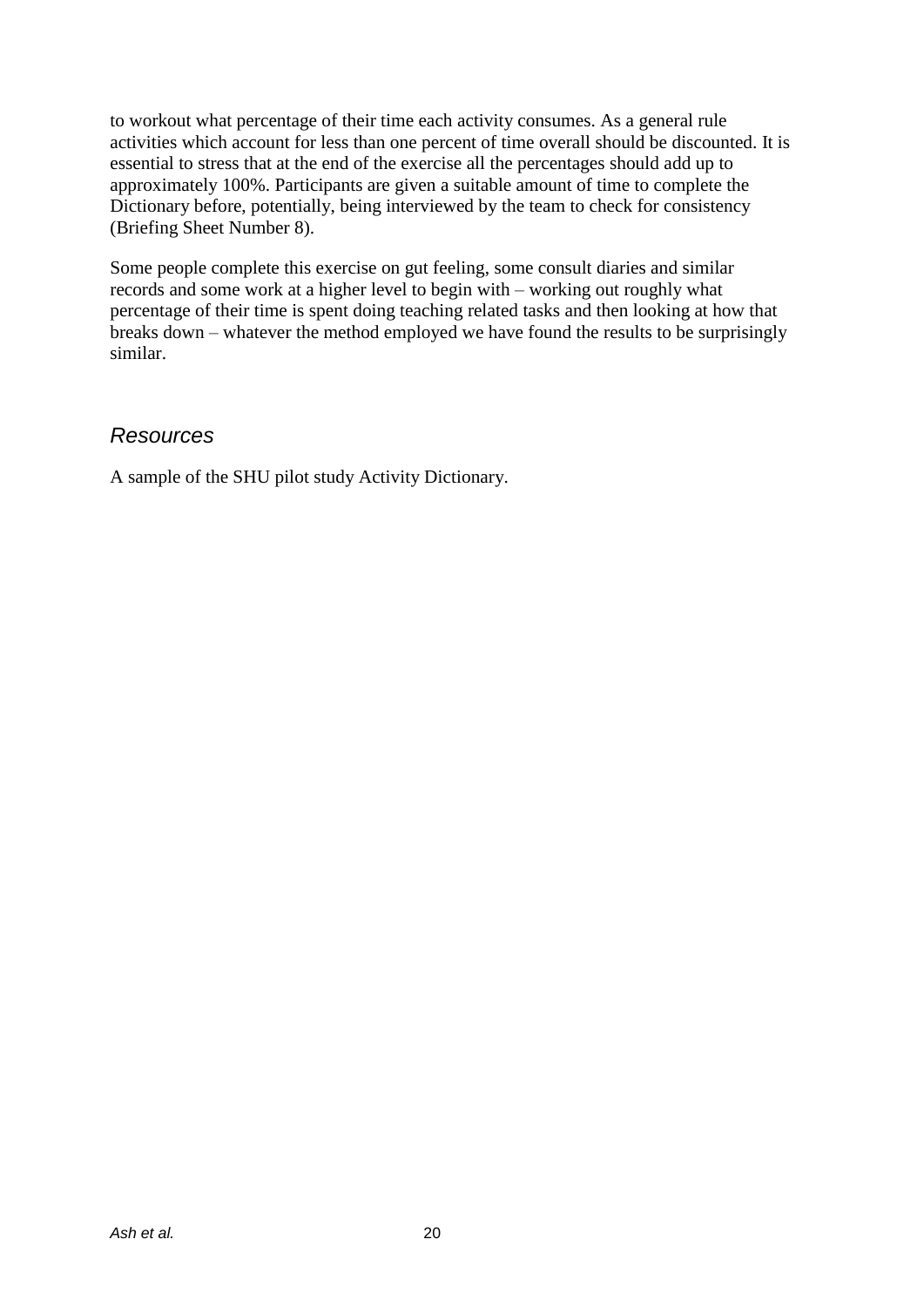to workout what percentage of their time each activity consumes. As a general rule activities which account for less than one percent of time overall should be discounted. It is essential to stress that at the end of the exercise all the percentages should add up to approximately 100%. Participants are given a suitable amount of time to complete the Dictionary before, potentially, being interviewed by the team to check for consistency (Briefing Sheet Number 8).

Some people complete this exercise on gut feeling, some consult diaries and similar records and some work at a higher level to begin with – working out roughly what percentage of their time is spent doing teaching related tasks and then looking at how that breaks down – whatever the method employed we have found the results to be surprisingly similar.

## *Resources*

A sample of the SHU pilot study Activity Dictionary.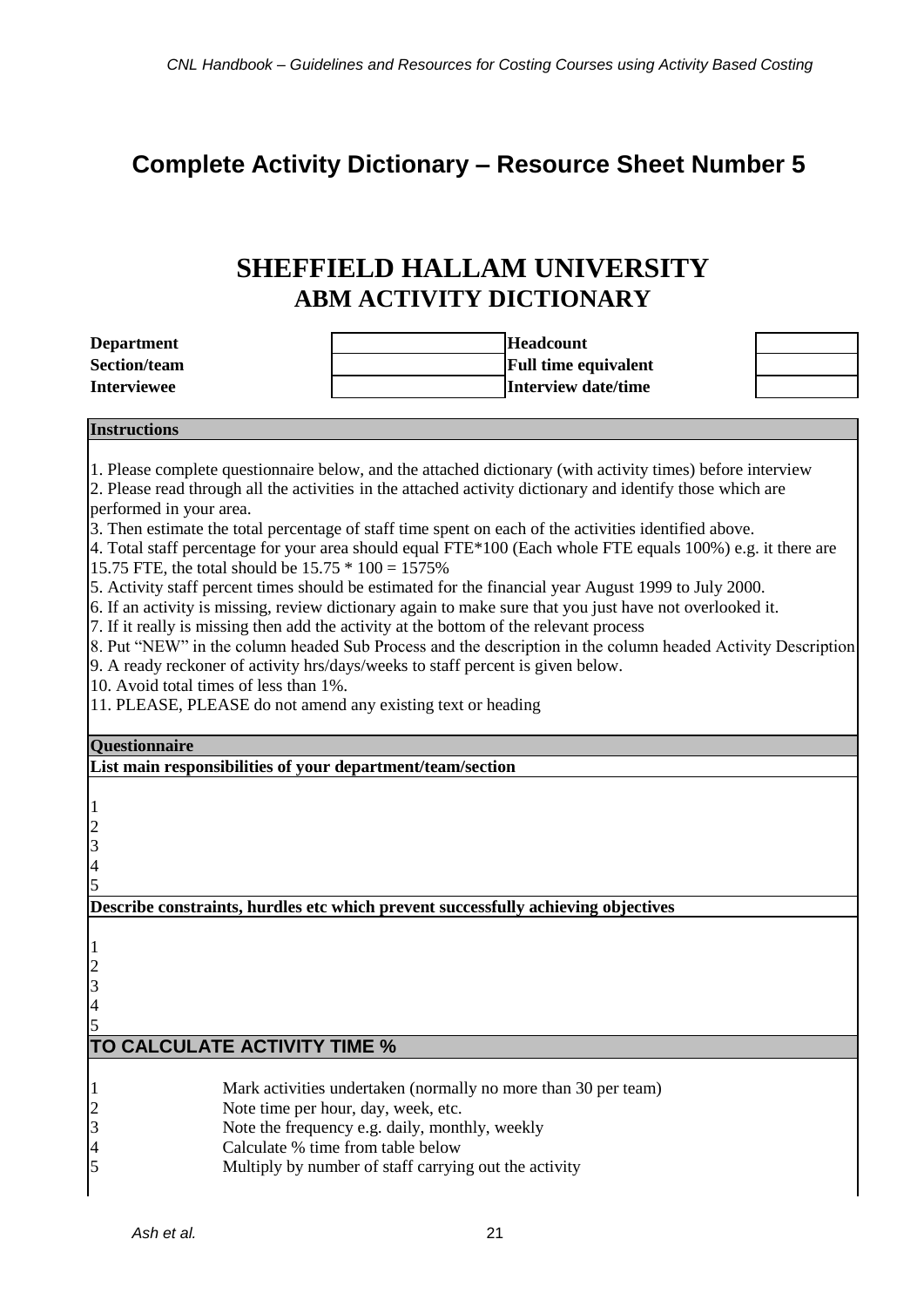## Complete Activity Dictionary – Resource Sheet Number 5

# SHEFFIELD HALLAM UNIVERSITY
## ABM ACTIVITY DICTIONARY

| | | | |
|---|---|---|---|
| **Department** | | **Headcount** | |
| **Section/team** | | **Full time equivalent** | |
| **Interviewee** | | **Interview date/time** | |

**Instructions**

1. Please complete questionnaire below, and the attached dictionary (with activity times) before interview
2. Please read through all the activities in the attached activity dictionary and identify those which are performed in your area.
3. Then estimate the total percentage of staff time spent on each of the activities identified above.
4. Total staff percentage for your area should equal FTE*100 (Each whole FTE equals 100%) e.g. it there are 15.75 FTE, the total should be 15.75 * 100 = 1575%
5. Activity staff percent times should be estimated for the financial year August 1999 to July 2000.
6. If an activity is missing, review dictionary again to make sure that you just have not overlooked it.
7. If it really is missing then add the activity at the bottom of the relevant process
8. Put "NEW" in the column headed Sub Process and the description in the column headed Activity Description
9. A ready reckoner of activity hrs/days/weeks to staff percent is given below.
10. Avoid total times of less than 1%.
11. PLEASE, PLEASE do not amend any existing text or heading

**Questionnaire**

**List main responsibilities of your department/team/section**

1
2
3
4
5

**Describe constraints, hurdles etc which prevent successfully achieving objectives**

1
2
3
4
5

**TO CALCULATE ACTIVITY TIME %**

1. Mark activities undertaken (normally no more than 30 per team)
2. Note time per hour, day, week, etc.
3. Note the frequency e.g. daily, monthly, weekly
4. Calculate % time from table below
5. Multiply by number of staff carrying out the activity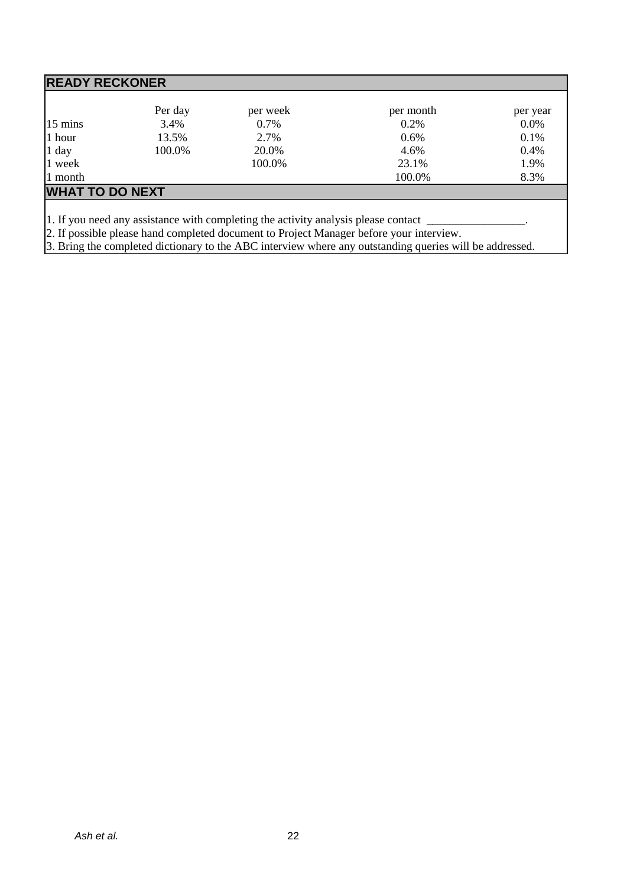## READY RECKONER

| | Per day | per week | per month | per year |
|---|---|---|---|---|
| 15 mins | 3.4% | 0.7% | 0.2% | 0.0% |
| 1 hour | 13.5% | 2.7% | 0.6% | 0.1% |
| 1 day | 100.0% | 20.0% | 4.6% | 0.4% |
| 1 week | | 100.0% | 23.1% | 1.9% |
| 1 month | | | 100.0% | 8.3% |

## WHAT TO DO NEXT

1. If you need any assistance with completing the activity analysis please contact _________________.
2. If possible please hand completed document to Project Manager before your interview.
3. Bring the completed dictionary to the ABC interview where any outstanding queries will be addressed.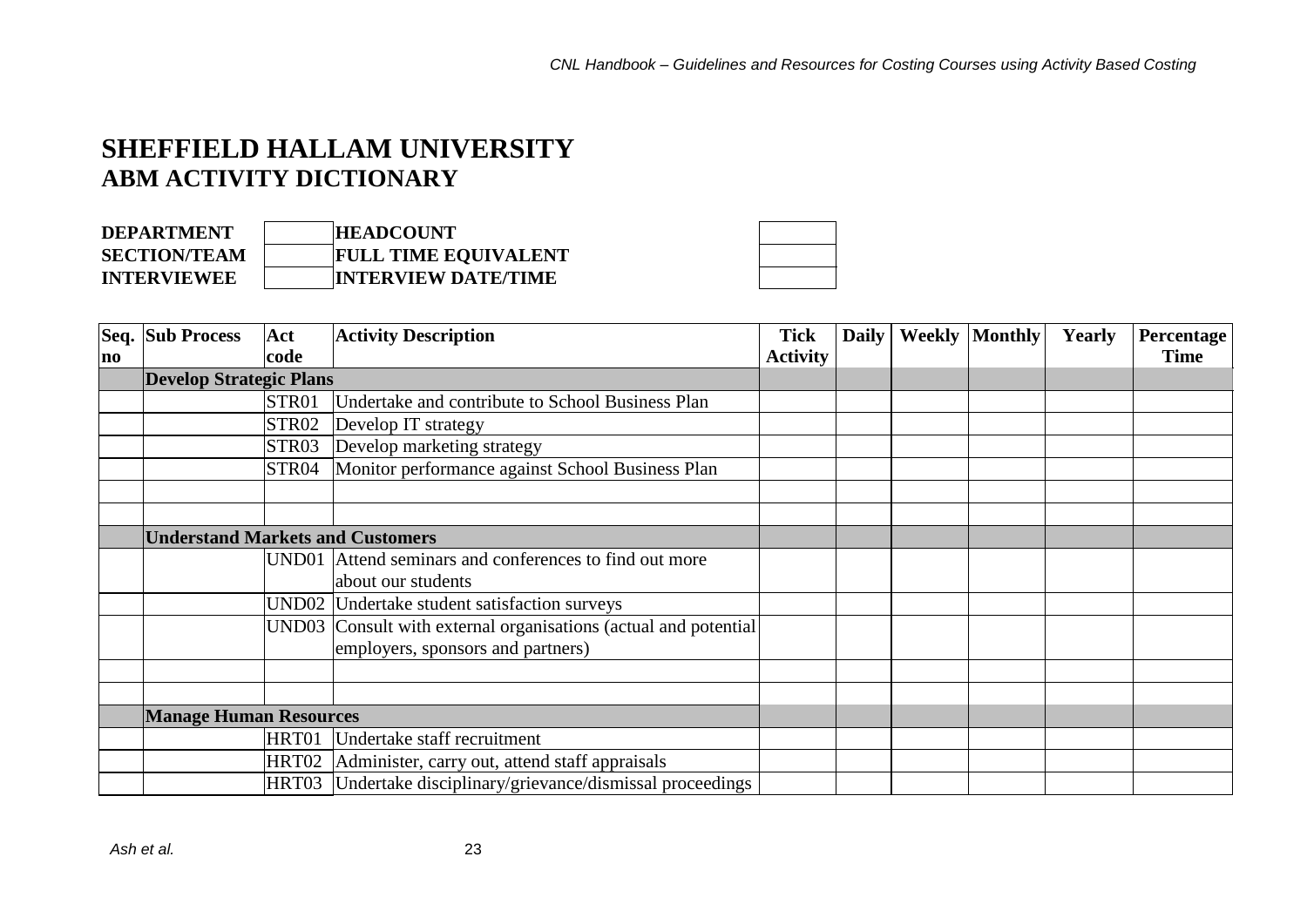# SHEFFIELD HALLAM UNIVERSITY
## ABM ACTIVITY DICTIONARY

| | | | |
|---|---|---|---|
| **DEPARTMENT** | | **HEADCOUNT** | |
| **SECTION/TEAM** | | **FULL TIME EQUIVALENT** | |
| **INTERVIEWEE** | | **INTERVIEW DATE/TIME** | |

| Seq. no | Sub Process | Act code | Activity Description | Tick Activity | Daily | Weekly | Monthly | Yearly | Percentage Time |
|---|---|---|---|---|---|---|---|---|---|
| | **Develop Strategic Plans** | | | | | | | | |
| | | STR01 | Undertake and contribute to School Business Plan | | | | | | |
| | | STR02 | Develop IT strategy | | | | | | |
| | | STR03 | Develop marketing strategy | | | | | | |
| | | STR04 | Monitor performance against School Business Plan | | | | | | |
| | | | | | | | | | |
| | | | | | | | | | |
| | **Understand Markets and Customers** | | | | | | | | |
| | | UND01 | Attend seminars and conferences to find out more about our students | | | | | | |
| | | UND02 | Undertake student satisfaction surveys | | | | | | |
| | | UND03 | Consult with external organisations (actual and potential employers, sponsors and partners) | | | | | | |
| | | | | | | | | | |
| | | | | | | | | | |
| | **Manage Human Resources** | | | | | | | | |
| | | HRT01 | Undertake staff recruitment | | | | | | |
| | | HRT02 | Administer, carry out, attend staff appraisals | | | | | | |
| | | HRT03 | Undertake disciplinary/grievance/dismissal proceedings | | | | | | |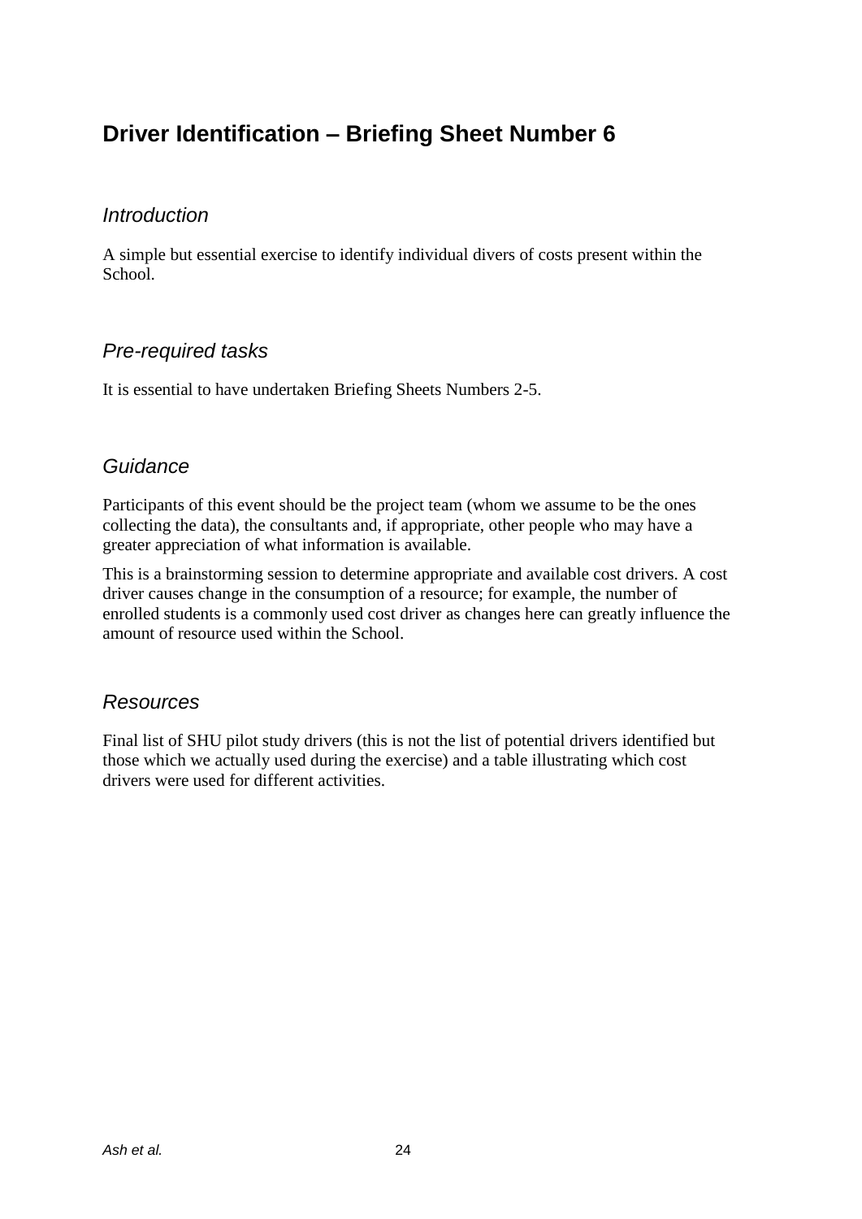# Driver Identification – Briefing Sheet Number 6

## *Introduction*

A simple but essential exercise to identify individual divers of costs present within the School.

## *Pre-required tasks*

It is essential to have undertaken Briefing Sheets Numbers 2-5.

## *Guidance*

Participants of this event should be the project team (whom we assume to be the ones collecting the data), the consultants and, if appropriate, other people who may have a greater appreciation of what information is available.

This is a brainstorming session to determine appropriate and available cost drivers. A cost driver causes change in the consumption of a resource; for example, the number of enrolled students is a commonly used cost driver as changes here can greatly influence the amount of resource used within the School.

## *Resources*

Final list of SHU pilot study drivers (this is not the list of potential drivers identified but those which we actually used during the exercise) and a table illustrating which cost drivers were used for different activities.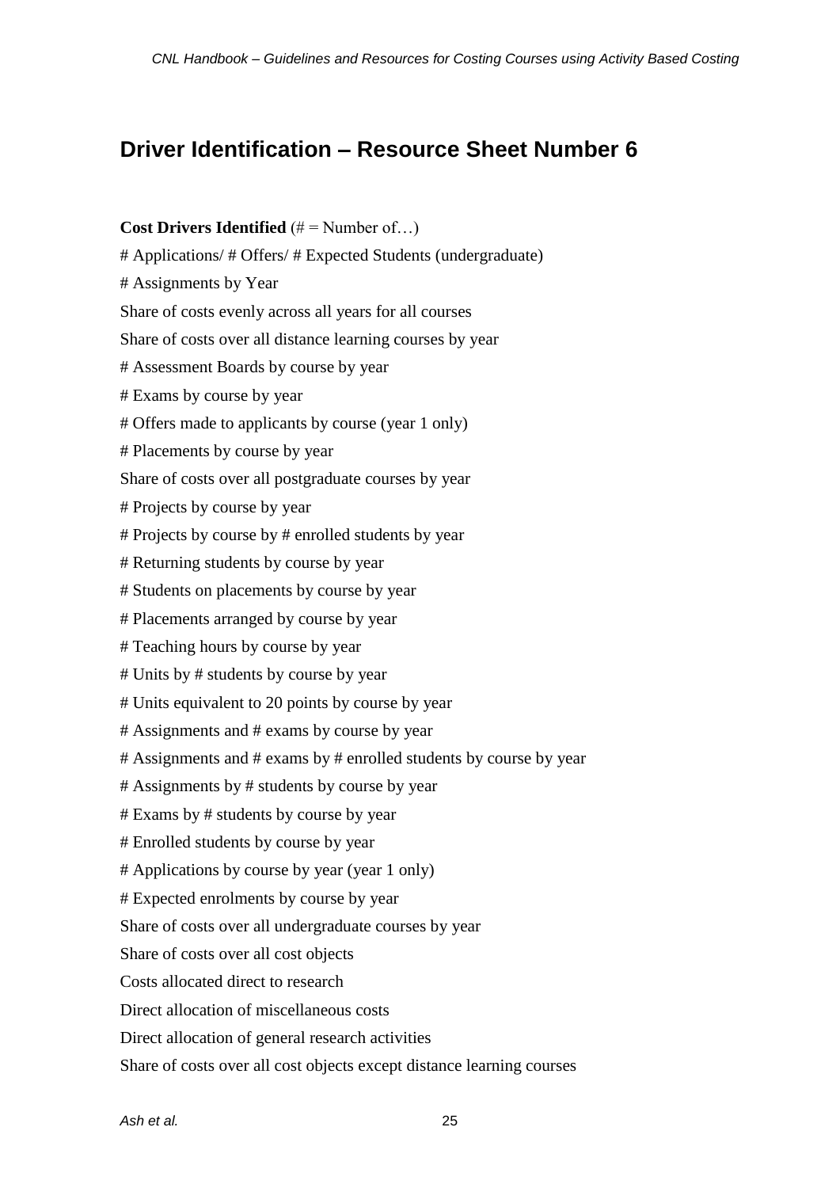# Driver Identification – Resource Sheet Number 6

**Cost Drivers Identified** (# = Number of…)

# Applications/ # Offers/ # Expected Students (undergraduate)

# Assignments by Year

Share of costs evenly across all years for all courses

Share of costs over all distance learning courses by year

# Assessment Boards by course by year

# Exams by course by year

# Offers made to applicants by course (year 1 only)

# Placements by course by year

Share of costs over all postgraduate courses by year

# Projects by course by year

# Projects by course by # enrolled students by year

# Returning students by course by year

# Students on placements by course by year

# Placements arranged by course by year

# Teaching hours by course by year

# Units by # students by course by year

# Units equivalent to 20 points by course by year

# Assignments and # exams by course by year

# Assignments and # exams by # enrolled students by course by year

# Assignments by # students by course by year

# Exams by # students by course by year

# Enrolled students by course by year

# Applications by course by year (year 1 only)

# Expected enrolments by course by year

Share of costs over all undergraduate courses by year

Share of costs over all cost objects

Costs allocated direct to research

Direct allocation of miscellaneous costs

Direct allocation of general research activities

Share of costs over all cost objects except distance learning courses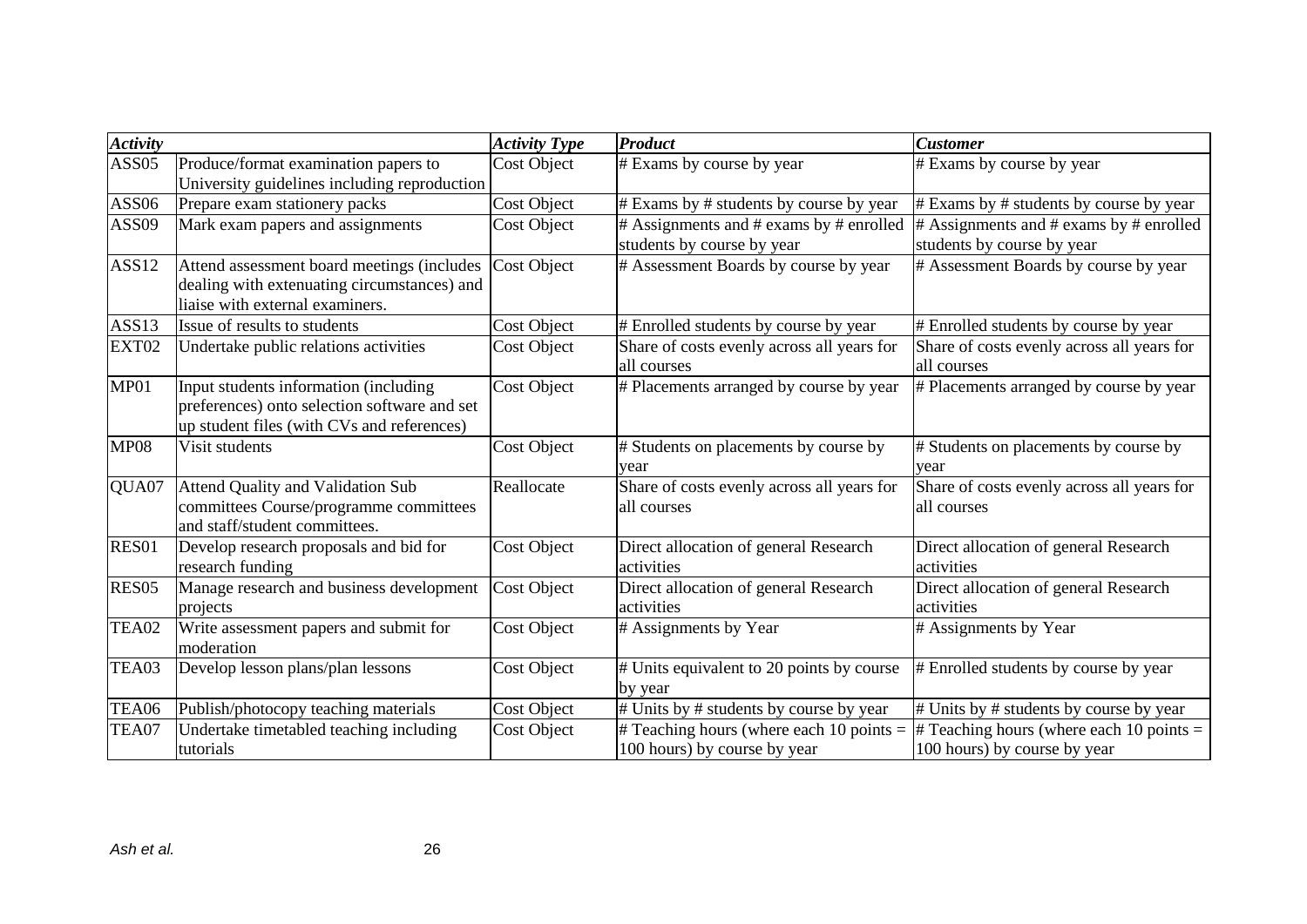| *Activity* | | *Activity Type* | *Product* | *Customer* |
|---|---|---|---|---|
| ASS05 | Produce/format examination papers to University guidelines including reproduction | Cost Object | # Exams by course by year | # Exams by course by year |
| ASS06 | Prepare exam stationery packs | Cost Object | # Exams by # students by course by year | # Exams by # students by course by year |
| ASS09 | Mark exam papers and assignments | Cost Object | # Assignments and # exams by # enrolled students by course by year | # Assignments and # exams by # enrolled students by course by year |
| ASS12 | Attend assessment board meetings (includes dealing with extenuating circumstances) and liaise with external examiners. | Cost Object | # Assessment Boards by course by year | # Assessment Boards by course by year |
| ASS13 | Issue of results to students | Cost Object | # Enrolled students by course by year | # Enrolled students by course by year |
| EXT02 | Undertake public relations activities | Cost Object | Share of costs evenly across all years for all courses | Share of costs evenly across all years for all courses |
| MP01 | Input students information (including preferences) onto selection software and set up student files (with CVs and references) | Cost Object | # Placements arranged by course by year | # Placements arranged by course by year |
| MP08 | Visit students | Cost Object | # Students on placements by course by year | # Students on placements by course by year |
| QUA07 | Attend Quality and Validation Sub committees Course/programme committees and staff/student committees. | Reallocate | Share of costs evenly across all years for all courses | Share of costs evenly across all years for all courses |
| RES01 | Develop research proposals and bid for research funding | Cost Object | Direct allocation of general Research activities | Direct allocation of general Research activities |
| RES05 | Manage research and business development projects | Cost Object | Direct allocation of general Research activities | Direct allocation of general Research activities |
| TEA02 | Write assessment papers and submit for moderation | Cost Object | # Assignments by Year | # Assignments by Year |
| TEA03 | Develop lesson plans/plan lessons | Cost Object | # Units equivalent to 20 points by course by year | # Enrolled students by course by year |
| TEA06 | Publish/photocopy teaching materials | Cost Object | # Units by # students by course by year | # Units by # students by course by year |
| TEA07 | Undertake timetabled teaching including tutorials | Cost Object | # Teaching hours (where each 10 points = 100 hours) by course by year | # Teaching hours (where each 10 points = 100 hours) by course by year |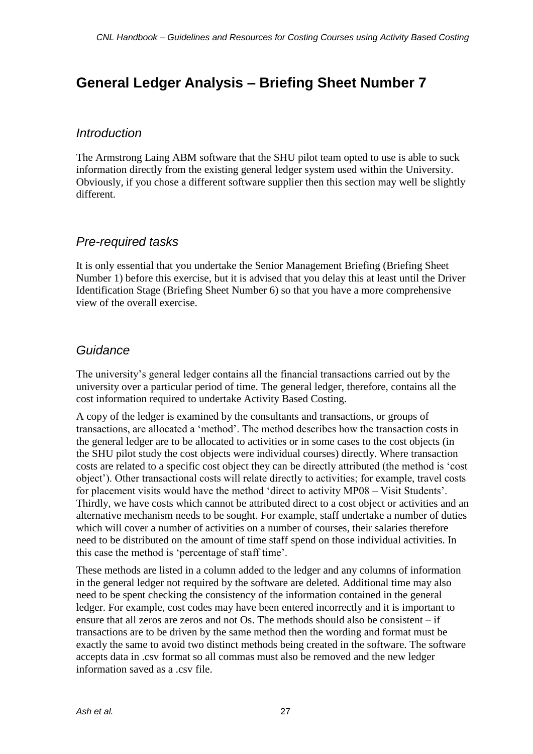# General Ledger Analysis – Briefing Sheet Number 7

## *Introduction*

The Armstrong Laing ABM software that the SHU pilot team opted to use is able to suck information directly from the existing general ledger system used within the University. Obviously, if you chose a different software supplier then this section may well be slightly different.

## *Pre-required tasks*

It is only essential that you undertake the Senior Management Briefing (Briefing Sheet Number 1) before this exercise, but it is advised that you delay this at least until the Driver Identification Stage (Briefing Sheet Number 6) so that you have a more comprehensive view of the overall exercise.

## *Guidance*

The university's general ledger contains all the financial transactions carried out by the university over a particular period of time. The general ledger, therefore, contains all the cost information required to undertake Activity Based Costing.

A copy of the ledger is examined by the consultants and transactions, or groups of transactions, are allocated a 'method'. The method describes how the transaction costs in the general ledger are to be allocated to activities or in some cases to the cost objects (in the SHU pilot study the cost objects were individual courses) directly. Where transaction costs are related to a specific cost object they can be directly attributed (the method is 'cost object'). Other transactional costs will relate directly to activities; for example, travel costs for placement visits would have the method 'direct to activity MP08 – Visit Students'. Thirdly, we have costs which cannot be attributed direct to a cost object or activities and an alternative mechanism needs to be sought. For example, staff undertake a number of duties which will cover a number of activities on a number of courses, their salaries therefore need to be distributed on the amount of time staff spend on those individual activities. In this case the method is 'percentage of staff time'.

These methods are listed in a column added to the ledger and any columns of information in the general ledger not required by the software are deleted. Additional time may also need to be spent checking the consistency of the information contained in the general ledger. For example, cost codes may have been entered incorrectly and it is important to ensure that all zeros are zeros and not Os. The methods should also be consistent – if transactions are to be driven by the same method then the wording and format must be exactly the same to avoid two distinct methods being created in the software. The software accepts data in .csv format so all commas must also be removed and the new ledger information saved as a .csv file.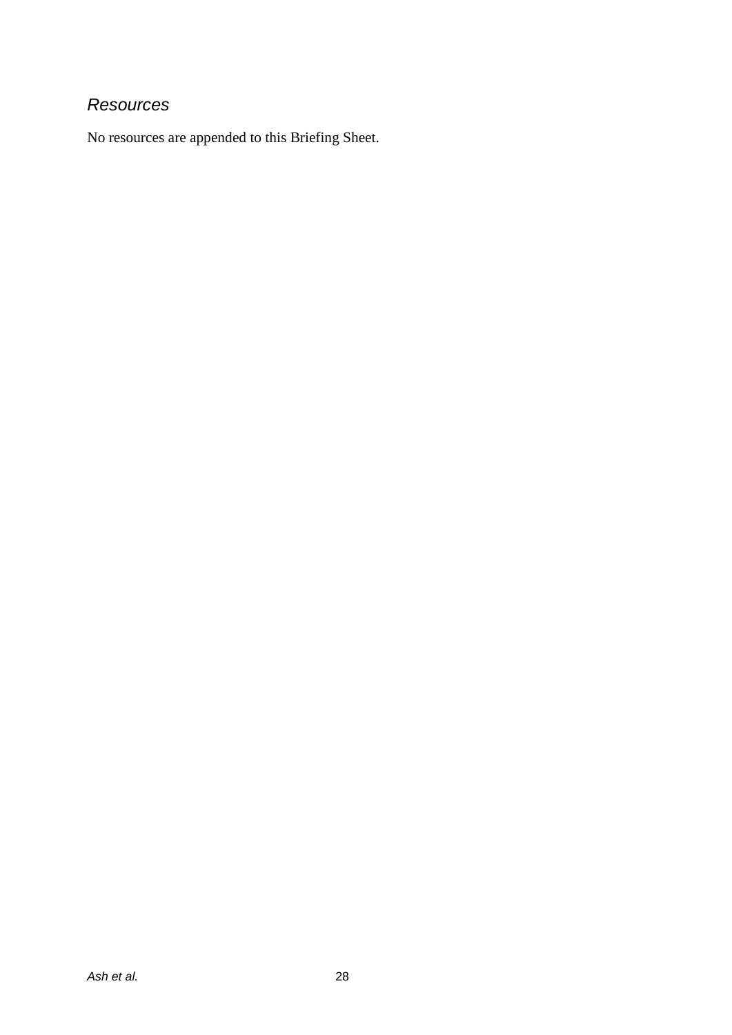### *Resources*

No resources are appended to this Briefing Sheet.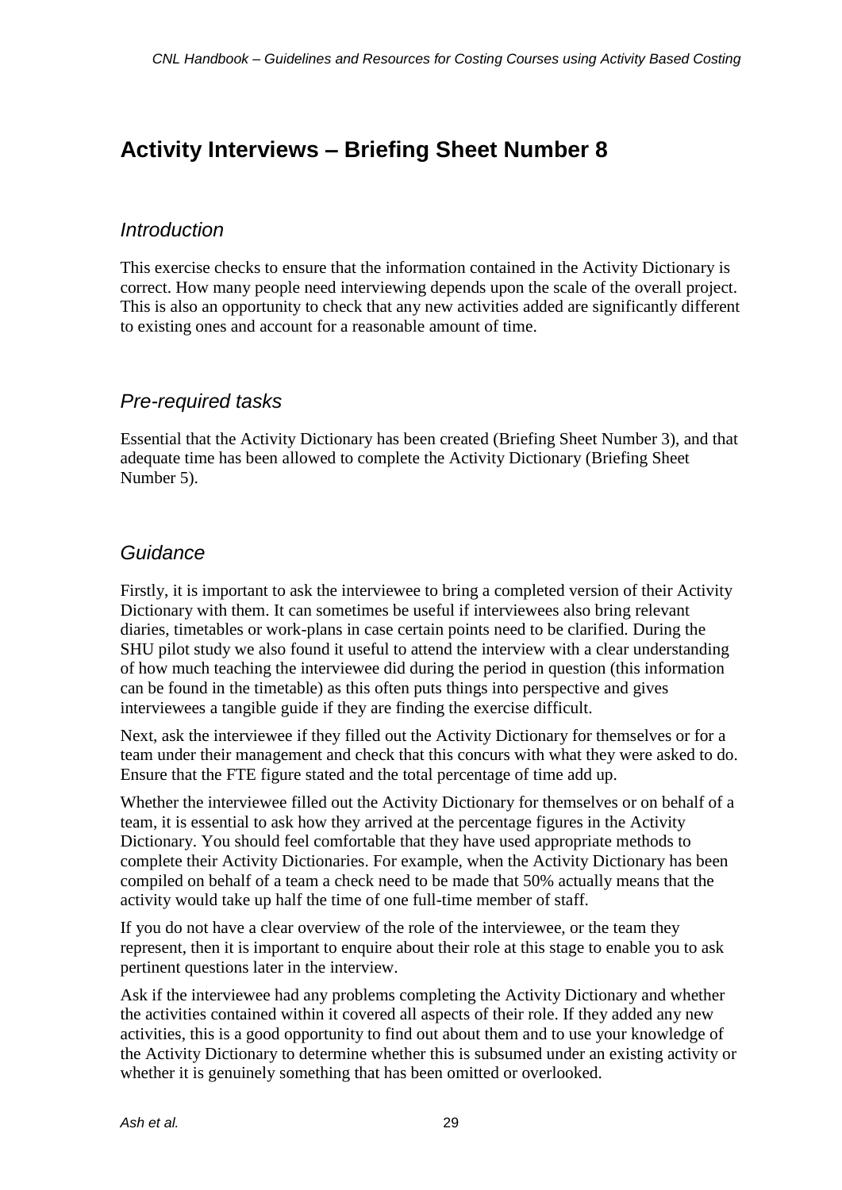# Activity Interviews – Briefing Sheet Number 8

## *Introduction*

This exercise checks to ensure that the information contained in the Activity Dictionary is correct. How many people need interviewing depends upon the scale of the overall project. This is also an opportunity to check that any new activities added are significantly different to existing ones and account for a reasonable amount of time.

## *Pre-required tasks*

Essential that the Activity Dictionary has been created (Briefing Sheet Number 3), and that adequate time has been allowed to complete the Activity Dictionary (Briefing Sheet Number 5).

## *Guidance*

Firstly, it is important to ask the interviewee to bring a completed version of their Activity Dictionary with them. It can sometimes be useful if interviewees also bring relevant diaries, timetables or work-plans in case certain points need to be clarified. During the SHU pilot study we also found it useful to attend the interview with a clear understanding of how much teaching the interviewee did during the period in question (this information can be found in the timetable) as this often puts things into perspective and gives interviewees a tangible guide if they are finding the exercise difficult.

Next, ask the interviewee if they filled out the Activity Dictionary for themselves or for a team under their management and check that this concurs with what they were asked to do. Ensure that the FTE figure stated and the total percentage of time add up.

Whether the interviewee filled out the Activity Dictionary for themselves or on behalf of a team, it is essential to ask how they arrived at the percentage figures in the Activity Dictionary. You should feel comfortable that they have used appropriate methods to complete their Activity Dictionaries. For example, when the Activity Dictionary has been compiled on behalf of a team a check need to be made that 50% actually means that the activity would take up half the time of one full-time member of staff.

If you do not have a clear overview of the role of the interviewee, or the team they represent, then it is important to enquire about their role at this stage to enable you to ask pertinent questions later in the interview.

Ask if the interviewee had any problems completing the Activity Dictionary and whether the activities contained within it covered all aspects of their role. If they added any new activities, this is a good opportunity to find out about them and to use your knowledge of the Activity Dictionary to determine whether this is subsumed under an existing activity or whether it is genuinely something that has been omitted or overlooked.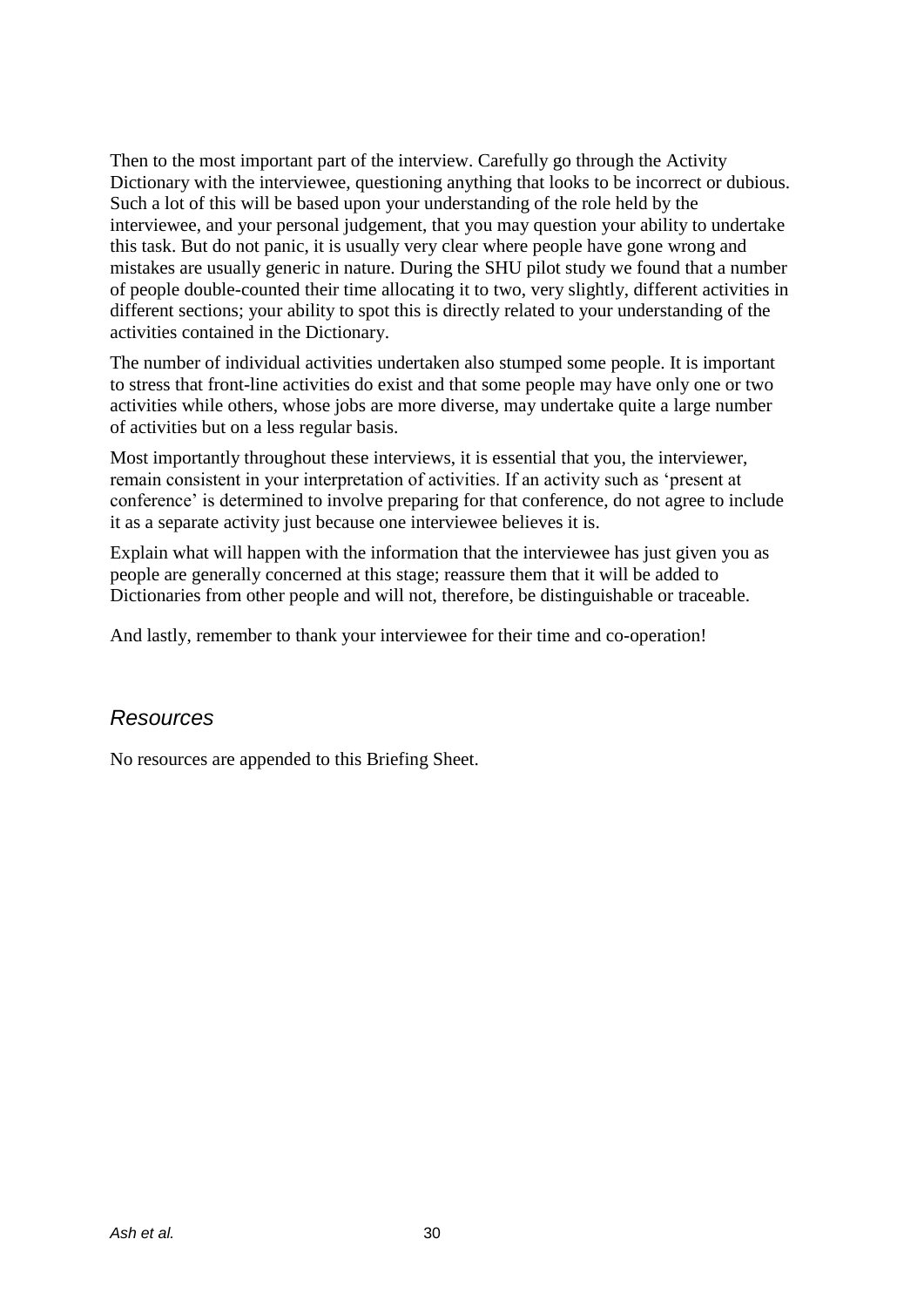Then to the most important part of the interview. Carefully go through the Activity Dictionary with the interviewee, questioning anything that looks to be incorrect or dubious. Such a lot of this will be based upon your understanding of the role held by the interviewee, and your personal judgement, that you may question your ability to undertake this task. But do not panic, it is usually very clear where people have gone wrong and mistakes are usually generic in nature. During the SHU pilot study we found that a number of people double-counted their time allocating it to two, very slightly, different activities in different sections; your ability to spot this is directly related to your understanding of the activities contained in the Dictionary.

The number of individual activities undertaken also stumped some people. It is important to stress that front-line activities do exist and that some people may have only one or two activities while others, whose jobs are more diverse, may undertake quite a large number of activities but on a less regular basis.

Most importantly throughout these interviews, it is essential that you, the interviewer, remain consistent in your interpretation of activities. If an activity such as 'present at conference' is determined to involve preparing for that conference, do not agree to include it as a separate activity just because one interviewee believes it is.

Explain what will happen with the information that the interviewee has just given you as people are generally concerned at this stage; reassure them that it will be added to Dictionaries from other people and will not, therefore, be distinguishable or traceable.

And lastly, remember to thank your interviewee for their time and co-operation!

## *Resources*

No resources are appended to this Briefing Sheet.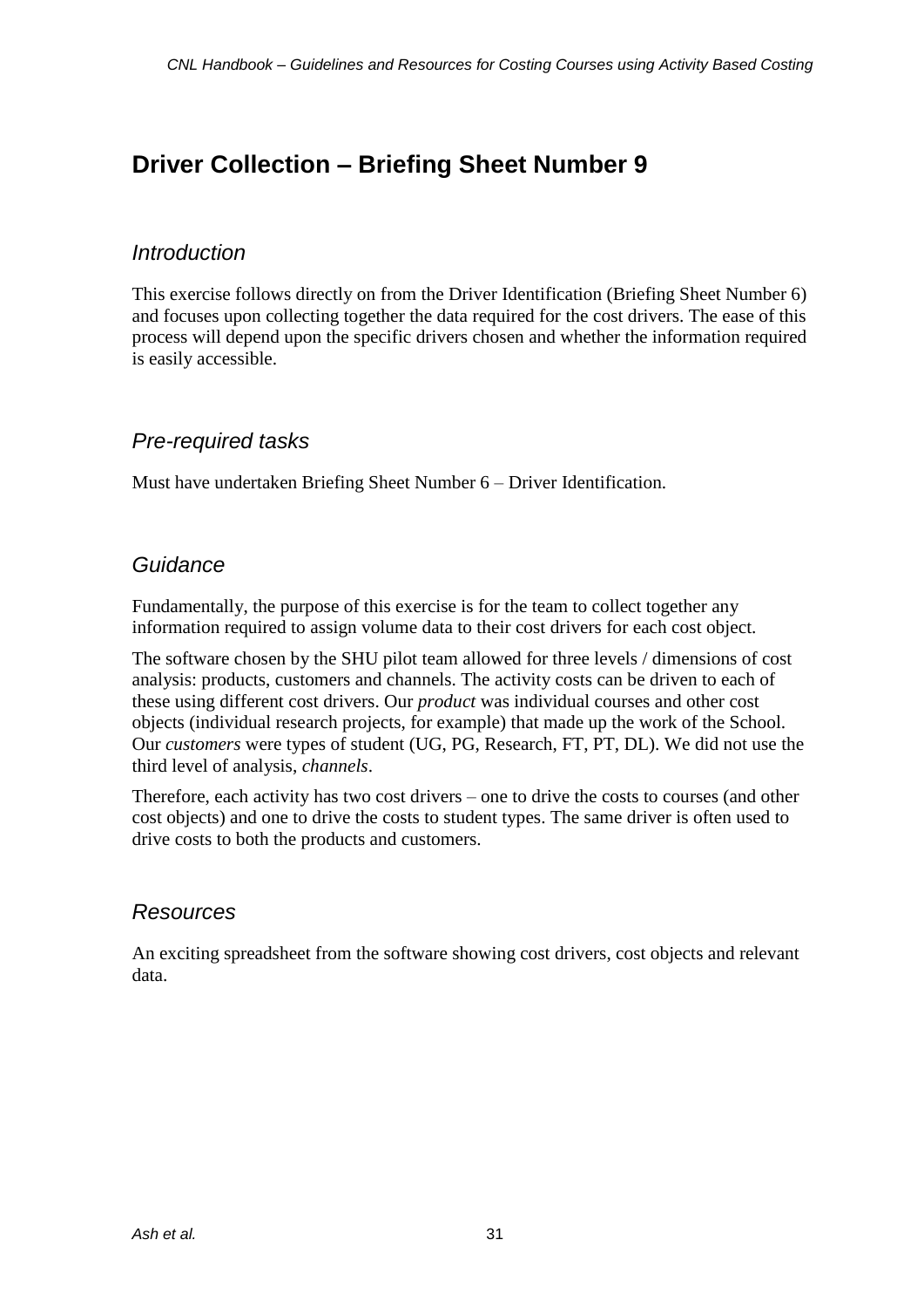# Driver Collection – Briefing Sheet Number 9

## *Introduction*

This exercise follows directly on from the Driver Identification (Briefing Sheet Number 6) and focuses upon collecting together the data required for the cost drivers. The ease of this process will depend upon the specific drivers chosen and whether the information required is easily accessible.

## *Pre-required tasks*

Must have undertaken Briefing Sheet Number 6 – Driver Identification.

## *Guidance*

Fundamentally, the purpose of this exercise is for the team to collect together any information required to assign volume data to their cost drivers for each cost object.

The software chosen by the SHU pilot team allowed for three levels / dimensions of cost analysis: products, customers and channels. The activity costs can be driven to each of these using different cost drivers. Our *product* was individual courses and other cost objects (individual research projects, for example) that made up the work of the School. Our *customers* were types of student (UG, PG, Research, FT, PT, DL). We did not use the third level of analysis, *channels*.

Therefore, each activity has two cost drivers – one to drive the costs to courses (and other cost objects) and one to drive the costs to student types. The same driver is often used to drive costs to both the products and customers.

## *Resources*

An exciting spreadsheet from the software showing cost drivers, cost objects and relevant data.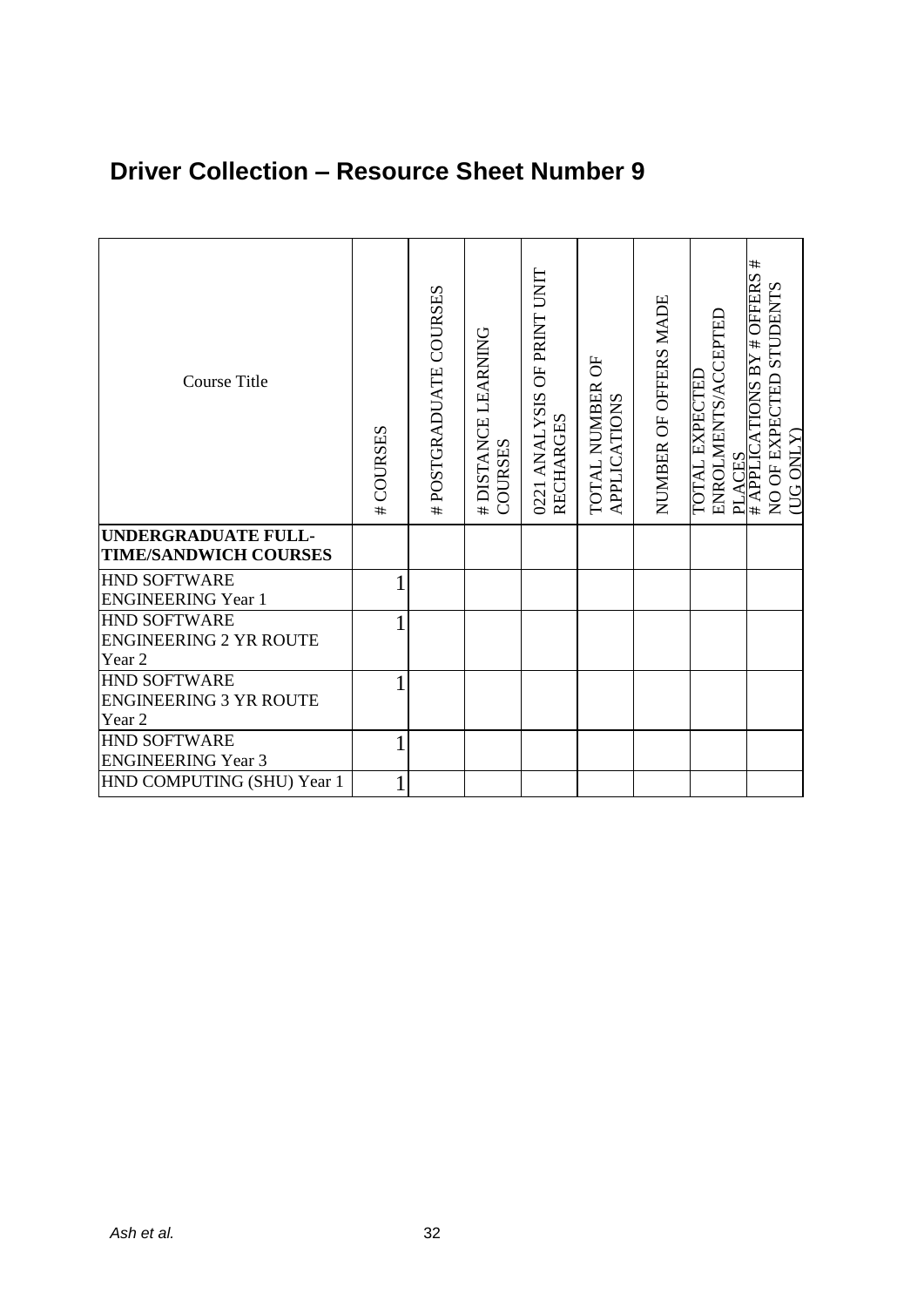## Driver Collection – Resource Sheet Number 9

| Course Title | # COURSES | # POSTGRADUATE COURSES | # DISTANCE LEARNING COURSES | 0221 ANALYSIS OF PRINT UNIT RECHARGES | TOTAL NUMBER OF APPLICATIONS | NUMBER OF OFFERS MADE | TOTAL EXPECTED ENROLMENTS/ACCEPTED PLACES | # APPLICATIONS BY # OFFERS # NO OF EXPECTED STUDENTS (UG ONLY) |
|---|---|---|---|---|---|---|---|---|
| **UNDERGRADUATE FULL-TIME/SANDWICH COURSES** | | | | | | | | |
| HND SOFTWARE ENGINEERING Year 1 | 1 | | | | | | | |
| HND SOFTWARE ENGINEERING 2 YR ROUTE Year 2 | 1 | | | | | | | |
| HND SOFTWARE ENGINEERING 3 YR ROUTE Year 2 | 1 | | | | | | | |
| HND SOFTWARE ENGINEERING Year 3 | 1 | | | | | | | |
| HND COMPUTING (SHU) Year 1 | 1 | | | | | | | |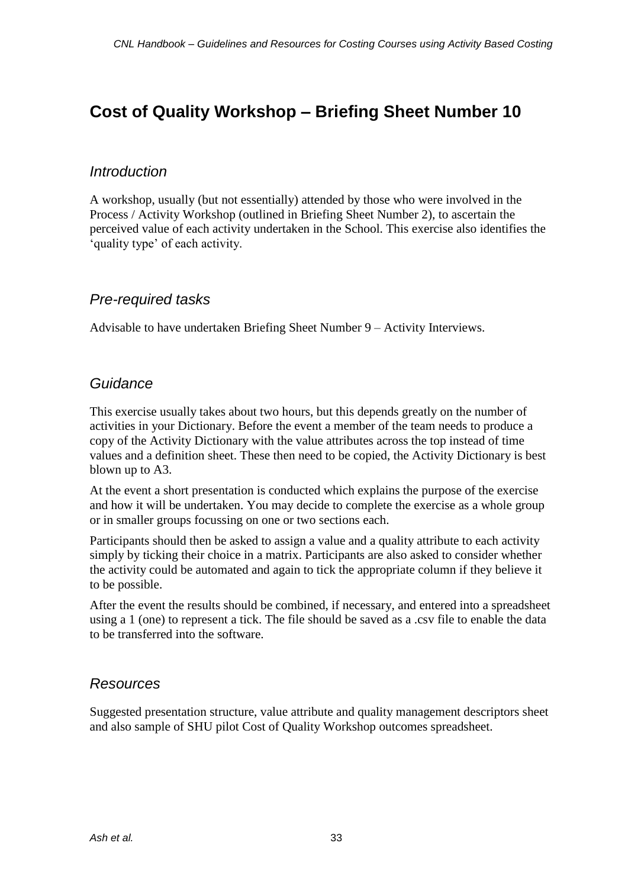# Cost of Quality Workshop – Briefing Sheet Number 10

## *Introduction*

A workshop, usually (but not essentially) attended by those who were involved in the Process / Activity Workshop (outlined in Briefing Sheet Number 2), to ascertain the perceived value of each activity undertaken in the School. This exercise also identifies the 'quality type' of each activity.

## *Pre-required tasks*

Advisable to have undertaken Briefing Sheet Number 9 – Activity Interviews.

## *Guidance*

This exercise usually takes about two hours, but this depends greatly on the number of activities in your Dictionary. Before the event a member of the team needs to produce a copy of the Activity Dictionary with the value attributes across the top instead of time values and a definition sheet. These then need to be copied, the Activity Dictionary is best blown up to A3.

At the event a short presentation is conducted which explains the purpose of the exercise and how it will be undertaken. You may decide to complete the exercise as a whole group or in smaller groups focussing on one or two sections each.

Participants should then be asked to assign a value and a quality attribute to each activity simply by ticking their choice in a matrix. Participants are also asked to consider whether the activity could be automated and again to tick the appropriate column if they believe it to be possible.

After the event the results should be combined, if necessary, and entered into a spreadsheet using a 1 (one) to represent a tick. The file should be saved as a .csv file to enable the data to be transferred into the software.

## *Resources*

Suggested presentation structure, value attribute and quality management descriptors sheet and also sample of SHU pilot Cost of Quality Workshop outcomes spreadsheet.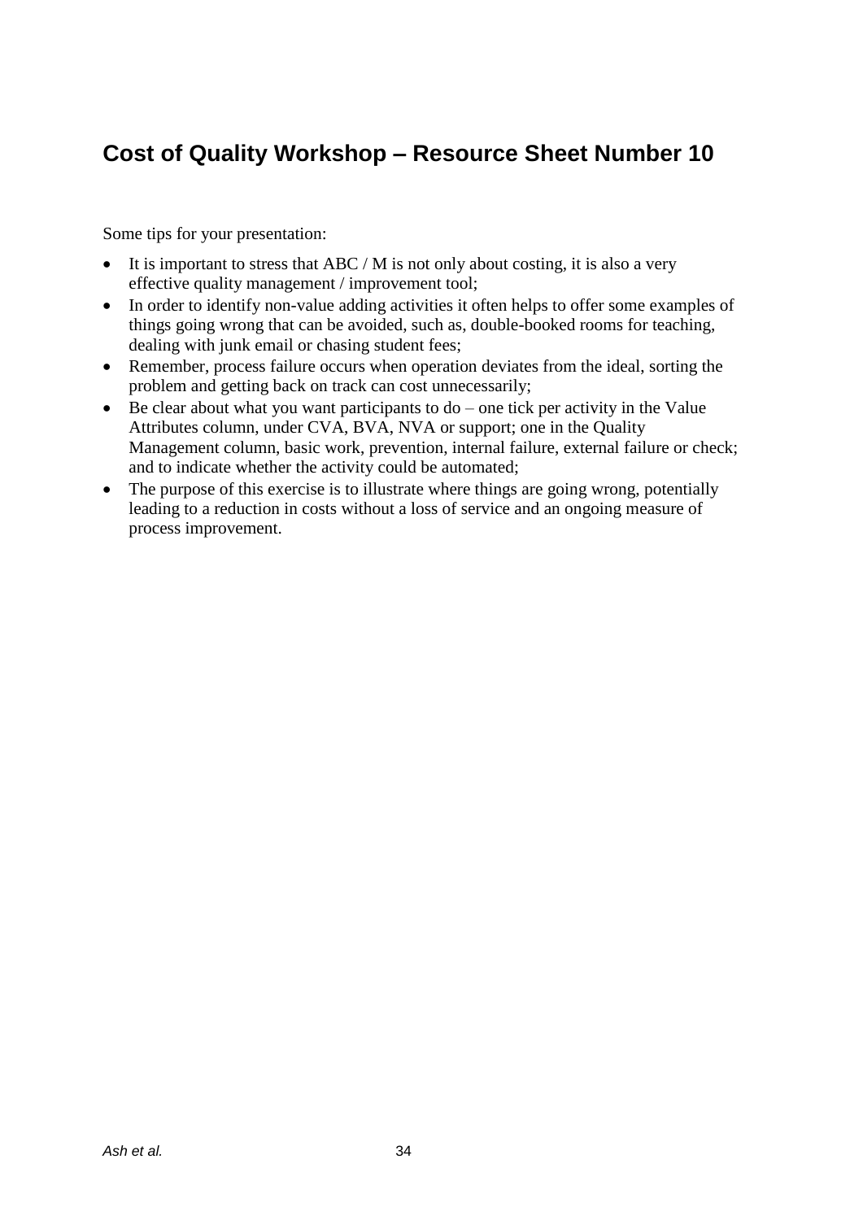## Cost of Quality Workshop – Resource Sheet Number 10

Some tips for your presentation:

- It is important to stress that ABC / M is not only about costing, it is also a very effective quality management / improvement tool;
- In order to identify non-value adding activities it often helps to offer some examples of things going wrong that can be avoided, such as, double-booked rooms for teaching, dealing with junk email or chasing student fees;
- Remember, process failure occurs when operation deviates from the ideal, sorting the problem and getting back on track can cost unnecessarily;
- Be clear about what you want participants to do – one tick per activity in the Value Attributes column, under CVA, BVA, NVA or support; one in the Quality Management column, basic work, prevention, internal failure, external failure or check; and to indicate whether the activity could be automated;
- The purpose of this exercise is to illustrate where things are going wrong, potentially leading to a reduction in costs without a loss of service and an ongoing measure of process improvement.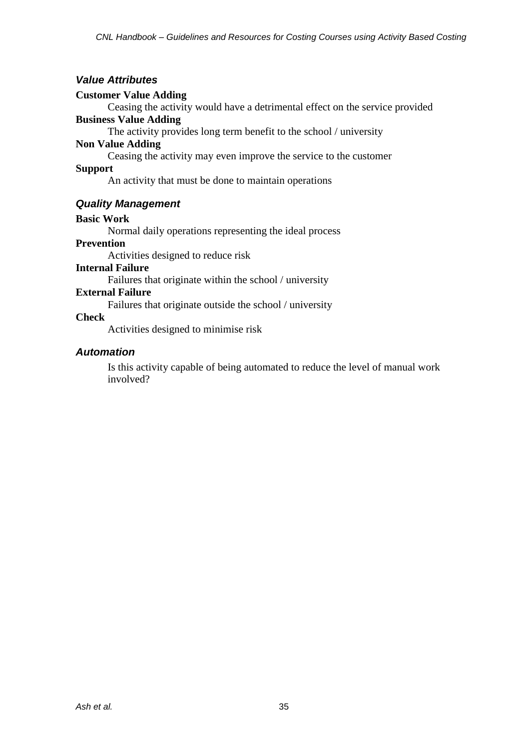### *Value Attributes*

**Customer Value Adding**

Ceasing the activity would have a detrimental effect on the service provided

**Business Value Adding**

The activity provides long term benefit to the school / university

**Non Value Adding**

Ceasing the activity may even improve the service to the customer

**Support**

An activity that must be done to maintain operations

### *Quality Management*

**Basic Work**

Normal daily operations representing the ideal process

**Prevention**

Activities designed to reduce risk

**Internal Failure**

Failures that originate within the school / university

**External Failure**

Failures that originate outside the school / university

**Check**

Activities designed to minimise risk

### *Automation*

Is this activity capable of being automated to reduce the level of manual work involved?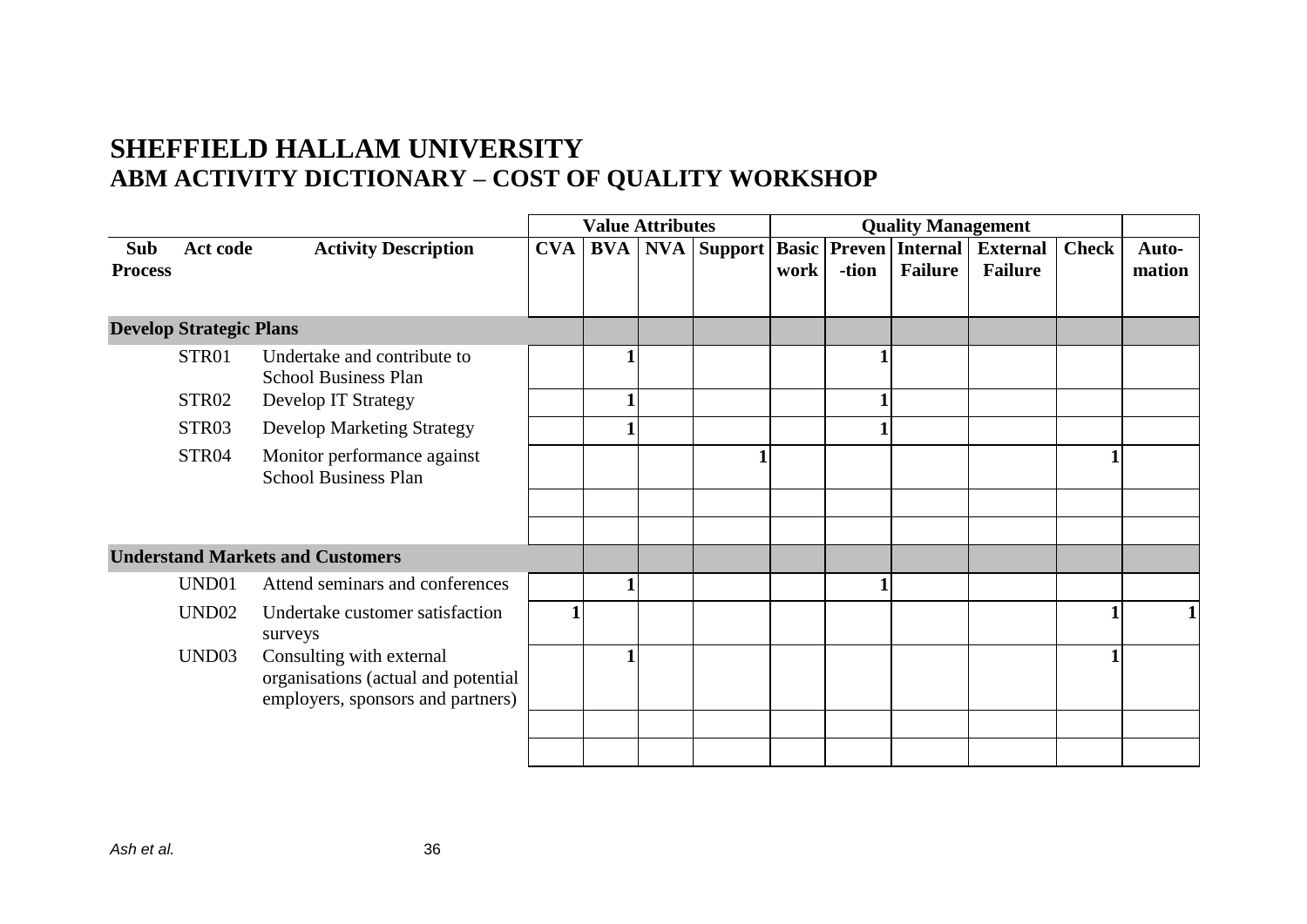# SHEFFIELD HALLAM UNIVERSITY
## ABM ACTIVITY DICTIONARY – COST OF QUALITY WORKSHOP

| | | | Value Attributes | | | | Quality Management | | | | | |
|---|---|---|---|---|---|---|---|---|---|---|---|---|
| Sub Process | Act code | Activity Description | CVA | BVA | NVA | Support | Basic work | Preven -tion | Internal Failure | External Failure | Check | Auto-mation |
| **Develop Strategic Plans** | | | | | | | | | | | | |
| | STR01 | Undertake and contribute to School Business Plan | | 1 | | | | 1 | | | | |
| | STR02 | Develop IT Strategy | | 1 | | | | 1 | | | | |
| | STR03 | Develop Marketing Strategy | | 1 | | | | 1 | | | | |
| | STR04 | Monitor performance against School Business Plan | | | | 1 | | | | | 1 | |
| | | | | | | | | | | | | |
| | | | | | | | | | | | | |
| **Understand Markets and Customers** | | | | | | | | | | | | |
| | UND01 | Attend seminars and conferences | | 1 | | | | 1 | | | | |
| | UND02 | Undertake customer satisfaction surveys | 1 | | | | | | | | 1 | 1 |
| | UND03 | Consulting with external organisations (actual and potential employers, sponsors and partners) | | 1 | | | | | | | 1 | |
| | | | | | | | | | | | | |
| | | | | | | | | | | | | |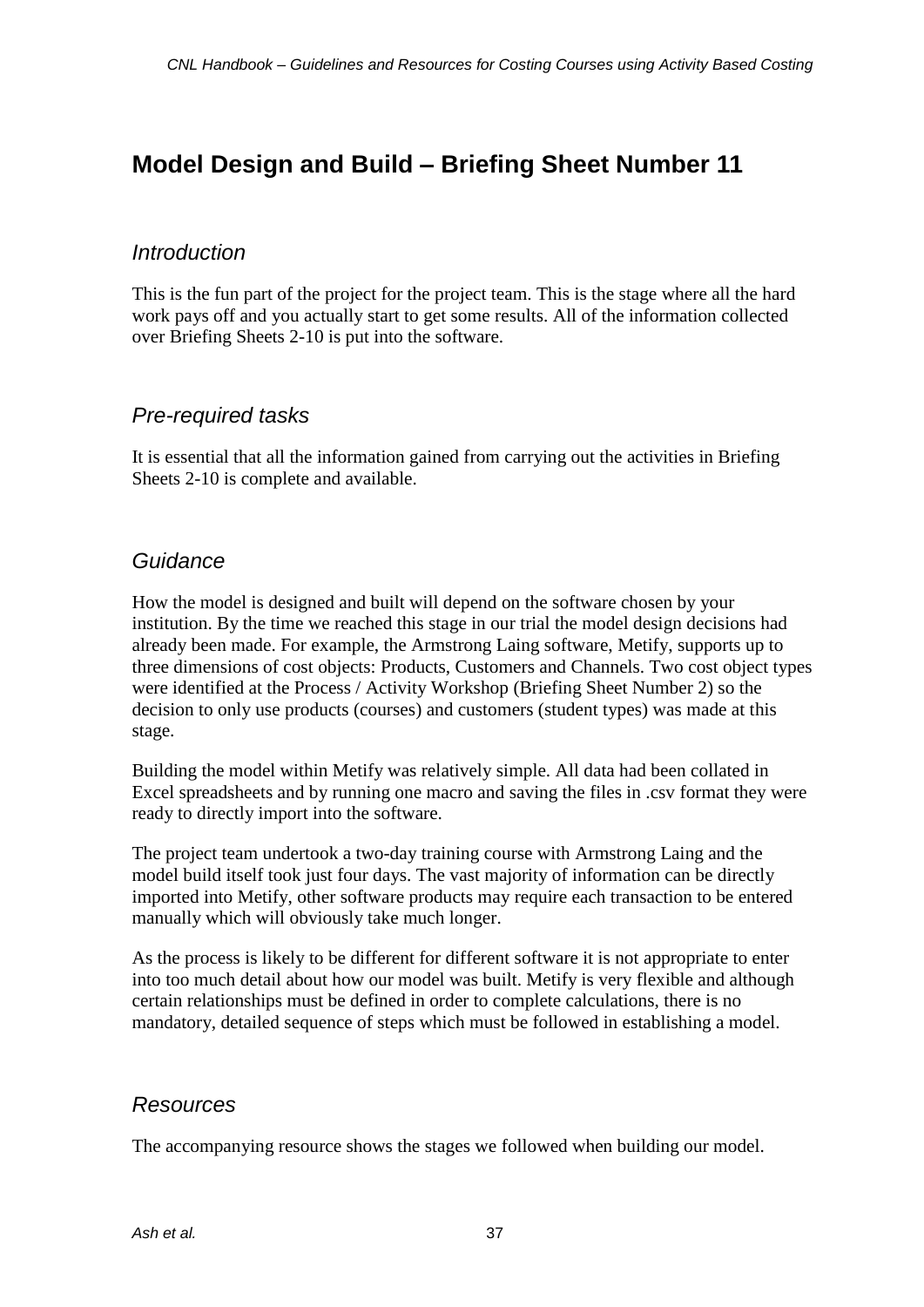# Model Design and Build – Briefing Sheet Number 11

## *Introduction*

This is the fun part of the project for the project team. This is the stage where all the hard work pays off and you actually start to get some results. All of the information collected over Briefing Sheets 2-10 is put into the software.

## *Pre-required tasks*

It is essential that all the information gained from carrying out the activities in Briefing Sheets 2-10 is complete and available.

## *Guidance*

How the model is designed and built will depend on the software chosen by your institution. By the time we reached this stage in our trial the model design decisions had already been made. For example, the Armstrong Laing software, Metify, supports up to three dimensions of cost objects: Products, Customers and Channels. Two cost object types were identified at the Process / Activity Workshop (Briefing Sheet Number 2) so the decision to only use products (courses) and customers (student types) was made at this stage.

Building the model within Metify was relatively simple. All data had been collated in Excel spreadsheets and by running one macro and saving the files in .csv format they were ready to directly import into the software.

The project team undertook a two-day training course with Armstrong Laing and the model build itself took just four days. The vast majority of information can be directly imported into Metify, other software products may require each transaction to be entered manually which will obviously take much longer.

As the process is likely to be different for different software it is not appropriate to enter into too much detail about how our model was built. Metify is very flexible and although certain relationships must be defined in order to complete calculations, there is no mandatory, detailed sequence of steps which must be followed in establishing a model.

## *Resources*

The accompanying resource shows the stages we followed when building our model.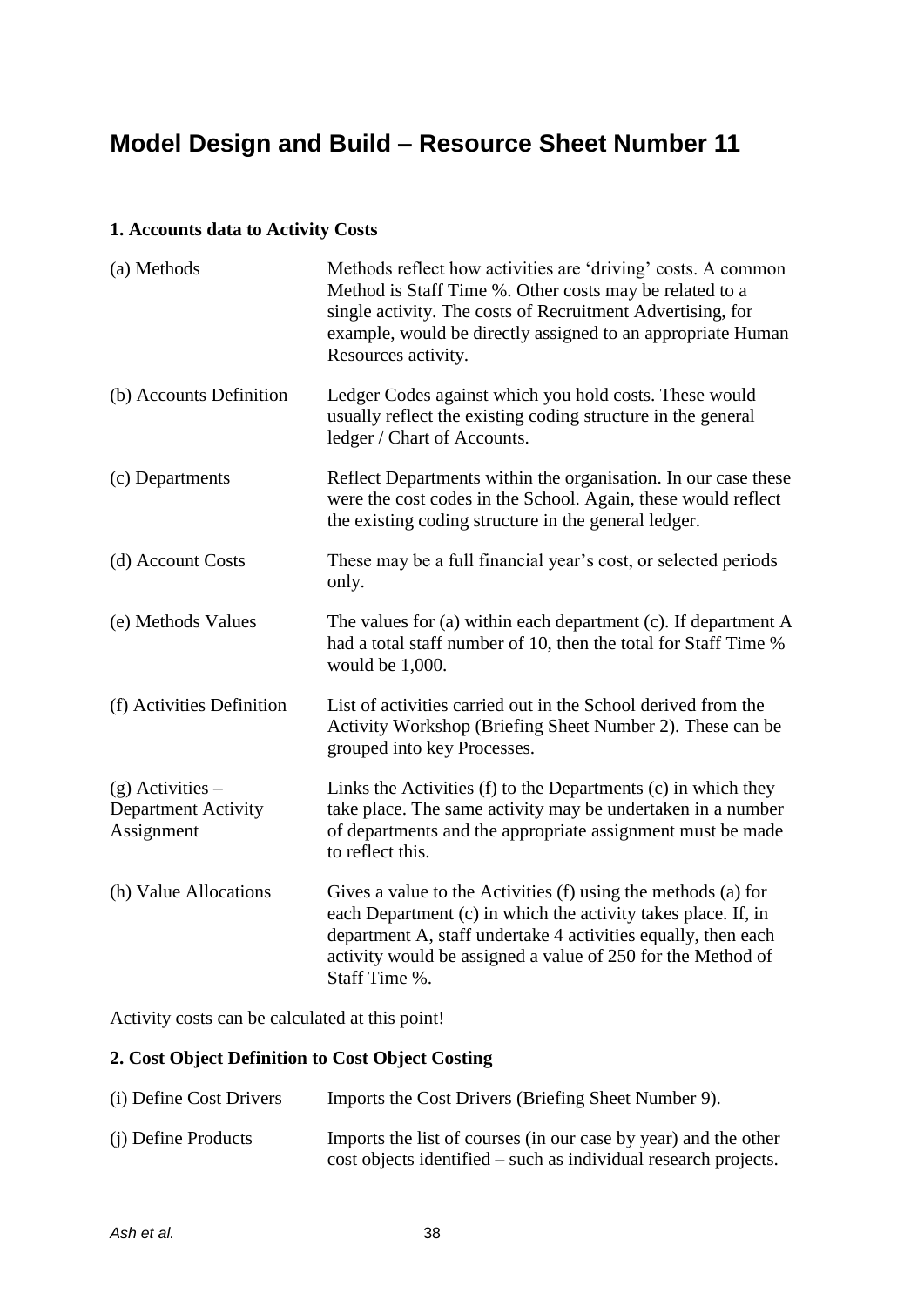# Model Design and Build – Resource Sheet Number 11

**1. Accounts data to Activity Costs**

| | |
|---|---|
| (a) Methods | Methods reflect how activities are 'driving' costs. A common Method is Staff Time %. Other costs may be related to a single activity. The costs of Recruitment Advertising, for example, would be directly assigned to an appropriate Human Resources activity. |
| (b) Accounts Definition | Ledger Codes against which you hold costs. These would usually reflect the existing coding structure in the general ledger / Chart of Accounts. |
| (c) Departments | Reflect Departments within the organisation. In our case these were the cost codes in the School. Again, these would reflect the existing coding structure in the general ledger. |
| (d) Account Costs | These may be a full financial year's cost, or selected periods only. |
| (e) Methods Values | The values for (a) within each department (c). If department A had a total staff number of 10, then the total for Staff Time % would be 1,000. |
| (f) Activities Definition | List of activities carried out in the School derived from the Activity Workshop (Briefing Sheet Number 2). These can be grouped into key Processes. |
| (g) Activities – Department Activity Assignment | Links the Activities (f) to the Departments (c) in which they take place. The same activity may be undertaken in a number of departments and the appropriate assignment must be made to reflect this. |
| (h) Value Allocations | Gives a value to the Activities (f) using the methods (a) for each Department (c) in which the activity takes place. If, in department A, staff undertake 4 activities equally, then each activity would be assigned a value of 250 for the Method of Staff Time %. |

Activity costs can be calculated at this point!

**2. Cost Object Definition to Cost Object Costing**

| | |
|---|---|
| (i) Define Cost Drivers | Imports the Cost Drivers (Briefing Sheet Number 9). |
| (j) Define Products | Imports the list of courses (in our case by year) and the other cost objects identified – such as individual research projects. |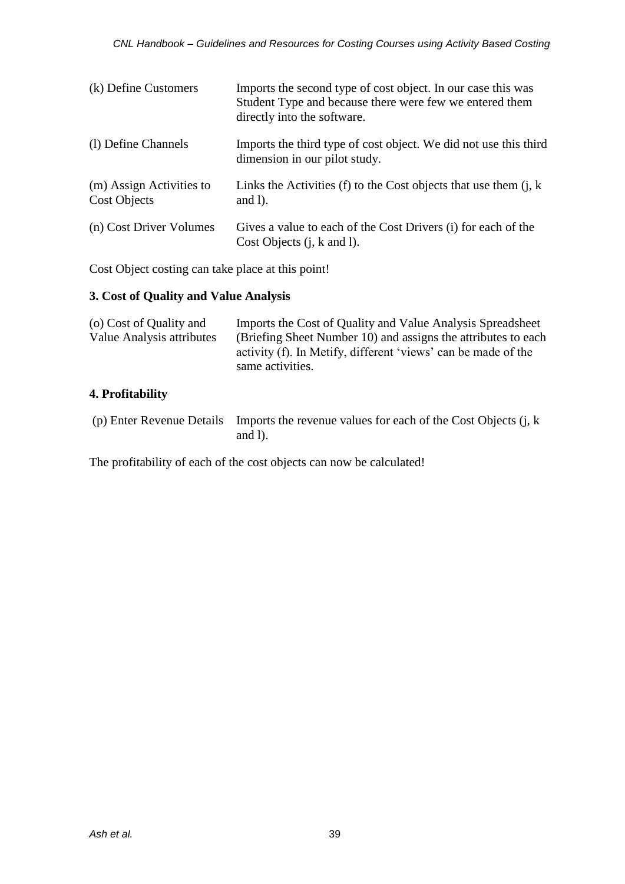| | |
|---|---|
| (k) Define Customers | Imports the second type of cost object. In our case this was Student Type and because there were few we entered them directly into the software. |
| (l) Define Channels | Imports the third type of cost object. We did not use this third dimension in our pilot study. |
| (m) Assign Activities to Cost Objects | Links the Activities (f) to the Cost objects that use them (j, k and l). |
| (n) Cost Driver Volumes | Gives a value to each of the Cost Drivers (i) for each of the Cost Objects (j, k and l). |

Cost Object costing can take place at this point!

**3. Cost of Quality and Value Analysis**

| | |
|---|---|
| (o) Cost of Quality and Value Analysis attributes | Imports the Cost of Quality and Value Analysis Spreadsheet (Briefing Sheet Number 10) and assigns the attributes to each activity (f). In Metify, different 'views' can be made of the same activities. |

**4. Profitability**

| | |
|---|---|
| (p) Enter Revenue Details | Imports the revenue values for each of the Cost Objects (j, k and l). |

The profitability of each of the cost objects can now be calculated!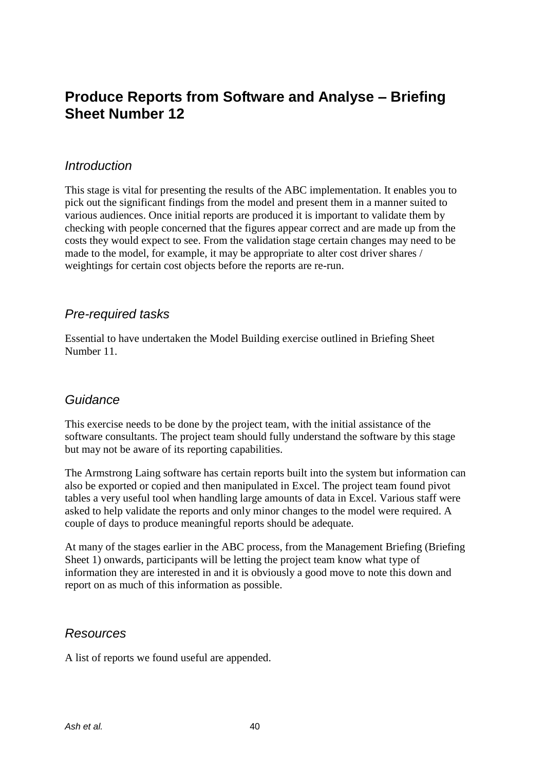## Produce Reports from Software and Analyse – Briefing Sheet Number 12

### *Introduction*

This stage is vital for presenting the results of the ABC implementation. It enables you to pick out the significant findings from the model and present them in a manner suited to various audiences. Once initial reports are produced it is important to validate them by checking with people concerned that the figures appear correct and are made up from the costs they would expect to see. From the validation stage certain changes may need to be made to the model, for example, it may be appropriate to alter cost driver shares / weightings for certain cost objects before the reports are re-run.

### *Pre-required tasks*

Essential to have undertaken the Model Building exercise outlined in Briefing Sheet Number 11.

### *Guidance*

This exercise needs to be done by the project team, with the initial assistance of the software consultants. The project team should fully understand the software by this stage but may not be aware of its reporting capabilities.

The Armstrong Laing software has certain reports built into the system but information can also be exported or copied and then manipulated in Excel. The project team found pivot tables a very useful tool when handling large amounts of data in Excel. Various staff were asked to help validate the reports and only minor changes to the model were required. A couple of days to produce meaningful reports should be adequate.

At many of the stages earlier in the ABC process, from the Management Briefing (Briefing Sheet 1) onwards, participants will be letting the project team know what type of information they are interested in and it is obviously a good move to note this down and report on as much of this information as possible.

### *Resources*

A list of reports we found useful are appended.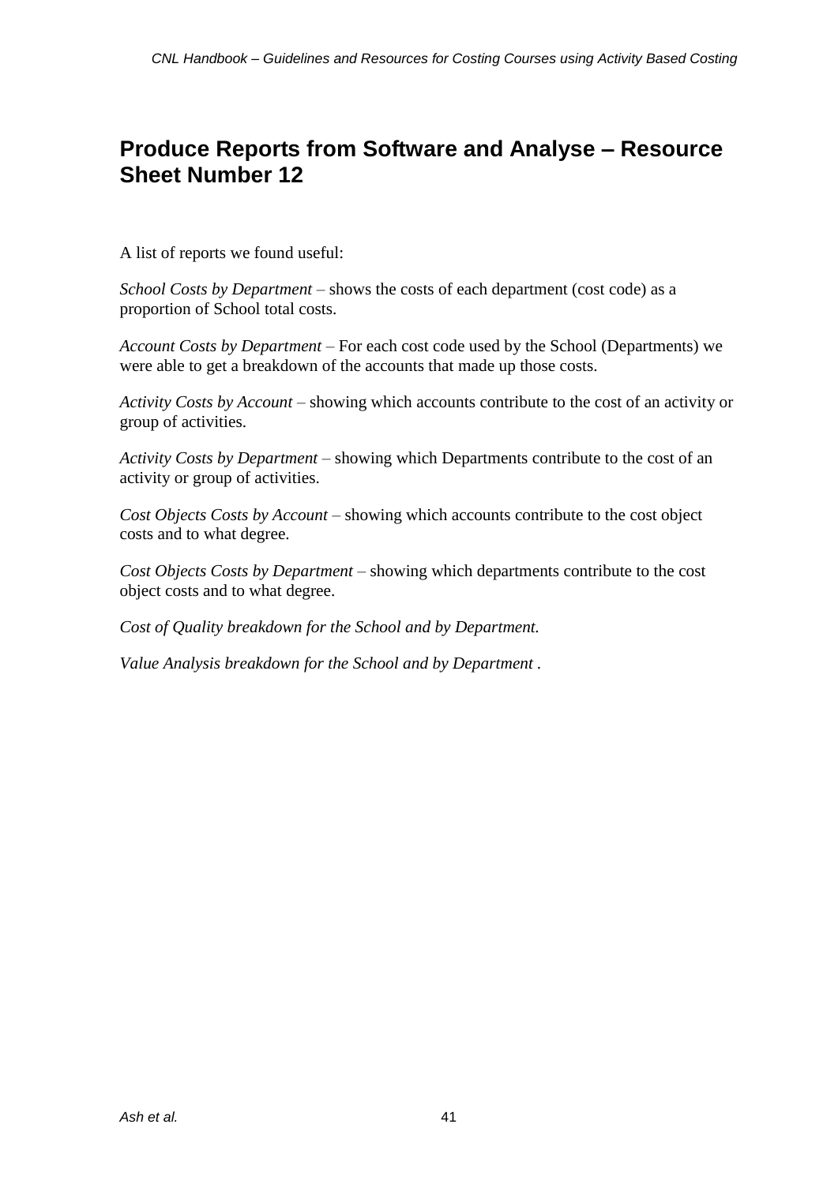## Produce Reports from Software and Analyse – Resource Sheet Number 12

A list of reports we found useful:

*School Costs by Department* – shows the costs of each department (cost code) as a proportion of School total costs.

*Account Costs by Department* – For each cost code used by the School (Departments) we were able to get a breakdown of the accounts that made up those costs.

*Activity Costs by Account* – showing which accounts contribute to the cost of an activity or group of activities.

*Activity Costs by Department* – showing which Departments contribute to the cost of an activity or group of activities.

*Cost Objects Costs by Account* – showing which accounts contribute to the cost object costs and to what degree.

*Cost Objects Costs by Department* – showing which departments contribute to the cost object costs and to what degree.

*Cost of Quality breakdown for the School and by Department.*

*Value Analysis breakdown for the School and by Department .*